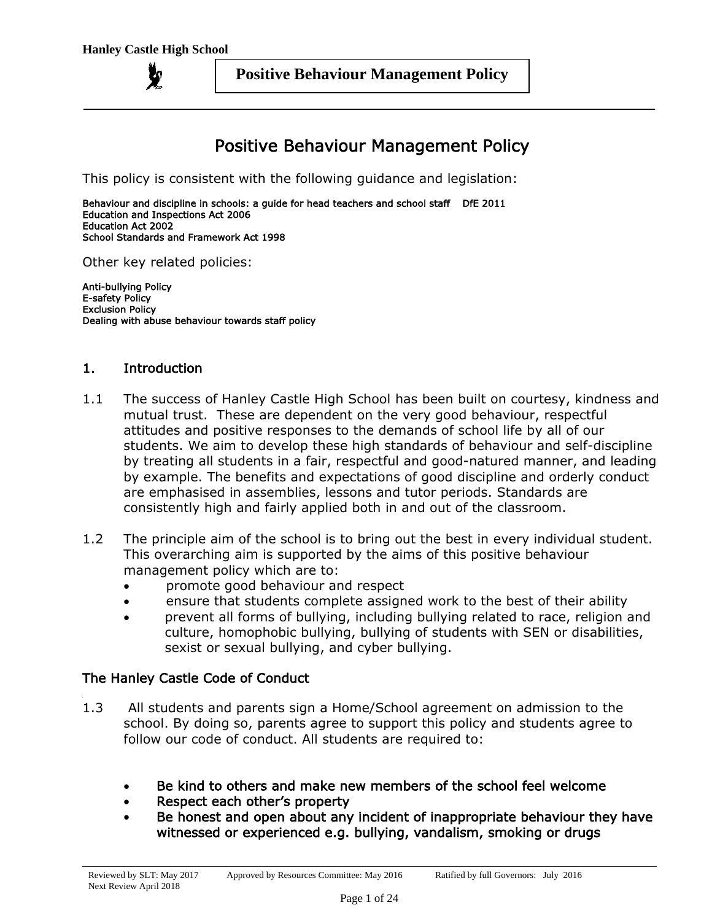# Positive Behaviour Management Policy

This policy is consistent with the following guidance and legislation:

**Behaviour and discipline in schools: a guide for head teachers and school staff DfE 2011**
**Education and Inspections Act 2006**
**Education Act 2002**
**School Standards and Framework Act 1998**

Other key related policies:

**Anti-bullying Policy**
**E-safety Policy**
**Exclusion Policy**
**Dealing with abuse behaviour towards staff policy**

## 1. Introduction

1.1 The success of Hanley Castle High School has been built on courtesy, kindness and mutual trust. These are dependent on the very good behaviour, respectful attitudes and positive responses to the demands of school life by all of our students. We aim to develop these high standards of behaviour and self-discipline by treating all students in a fair, respectful and good-natured manner, and leading by example. The benefits and expectations of good discipline and orderly conduct are emphasised in assemblies, lessons and tutor periods. Standards are consistently high and fairly applied both in and out of the classroom.

1.2 The principle aim of the school is to bring out the best in every individual student. This overarching aim is supported by the aims of this positive behaviour management policy which are to:

- promote good behaviour and respect
- ensure that students complete assigned work to the best of their ability
- prevent all forms of bullying, including bullying related to race, religion and culture, homophobic bullying, bullying of students with SEN or disabilities, sexist or sexual bullying, and cyber bullying.

### The Hanley Castle Code of Conduct

1.3 All students and parents sign a Home/School agreement on admission to the school. By doing so, parents agree to support this policy and students agree to follow our code of conduct. All students are required to:

- **Be kind to others and make new members of the school feel welcome**
- **Respect each other's property**
- **Be honest and open about any incident of inappropriate behaviour they have witnessed or experienced e.g. bullying, vandalism, smoking or drugs**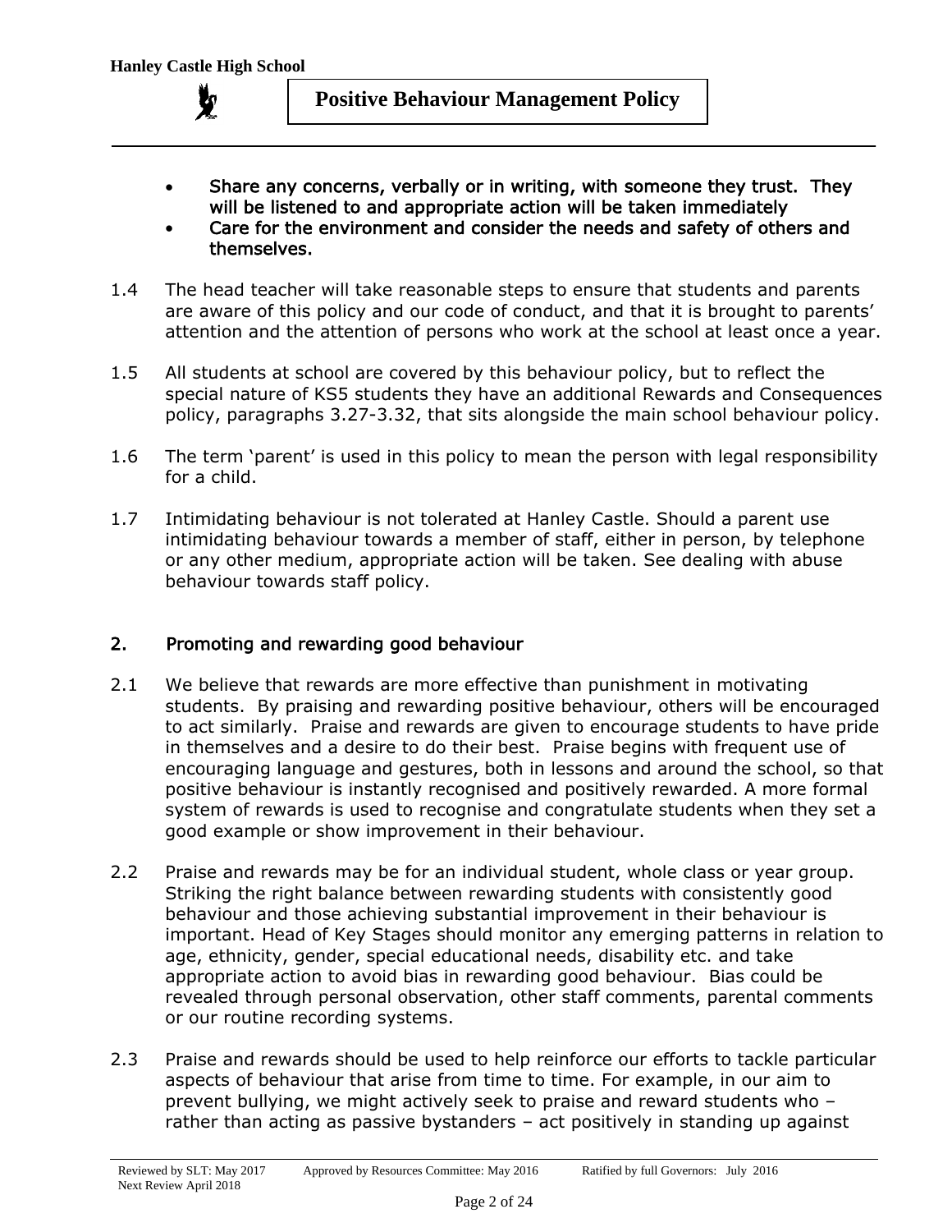- Share any concerns, verbally or in writing, with someone they trust. They will be listened to and appropriate action will be taken immediately
- Care for the environment and consider the needs and safety of others and themselves.

1.4 The head teacher will take reasonable steps to ensure that students and parents are aware of this policy and our code of conduct, and that it is brought to parents' attention and the attention of persons who work at the school at least once a year.

1.5 All students at school are covered by this behaviour policy, but to reflect the special nature of KS5 students they have an additional Rewards and Consequences policy, paragraphs 3.27-3.32, that sits alongside the main school behaviour policy.

1.6 The term 'parent' is used in this policy to mean the person with legal responsibility for a child.

1.7 Intimidating behaviour is not tolerated at Hanley Castle. Should a parent use intimidating behaviour towards a member of staff, either in person, by telephone or any other medium, appropriate action will be taken. See dealing with abuse behaviour towards staff policy.

## 2. Promoting and rewarding good behaviour

2.1 We believe that rewards are more effective than punishment in motivating students. By praising and rewarding positive behaviour, others will be encouraged to act similarly. Praise and rewards are given to encourage students to have pride in themselves and a desire to do their best. Praise begins with frequent use of encouraging language and gestures, both in lessons and around the school, so that positive behaviour is instantly recognised and positively rewarded. A more formal system of rewards is used to recognise and congratulate students when they set a good example or show improvement in their behaviour.

2.2 Praise and rewards may be for an individual student, whole class or year group. Striking the right balance between rewarding students with consistently good behaviour and those achieving substantial improvement in their behaviour is important. Head of Key Stages should monitor any emerging patterns in relation to age, ethnicity, gender, special educational needs, disability etc. and take appropriate action to avoid bias in rewarding good behaviour. Bias could be revealed through personal observation, other staff comments, parental comments or our routine recording systems.

2.3 Praise and rewards should be used to help reinforce our efforts to tackle particular aspects of behaviour that arise from time to time. For example, in our aim to prevent bullying, we might actively seek to praise and reward students who – rather than acting as passive bystanders – act positively in standing up against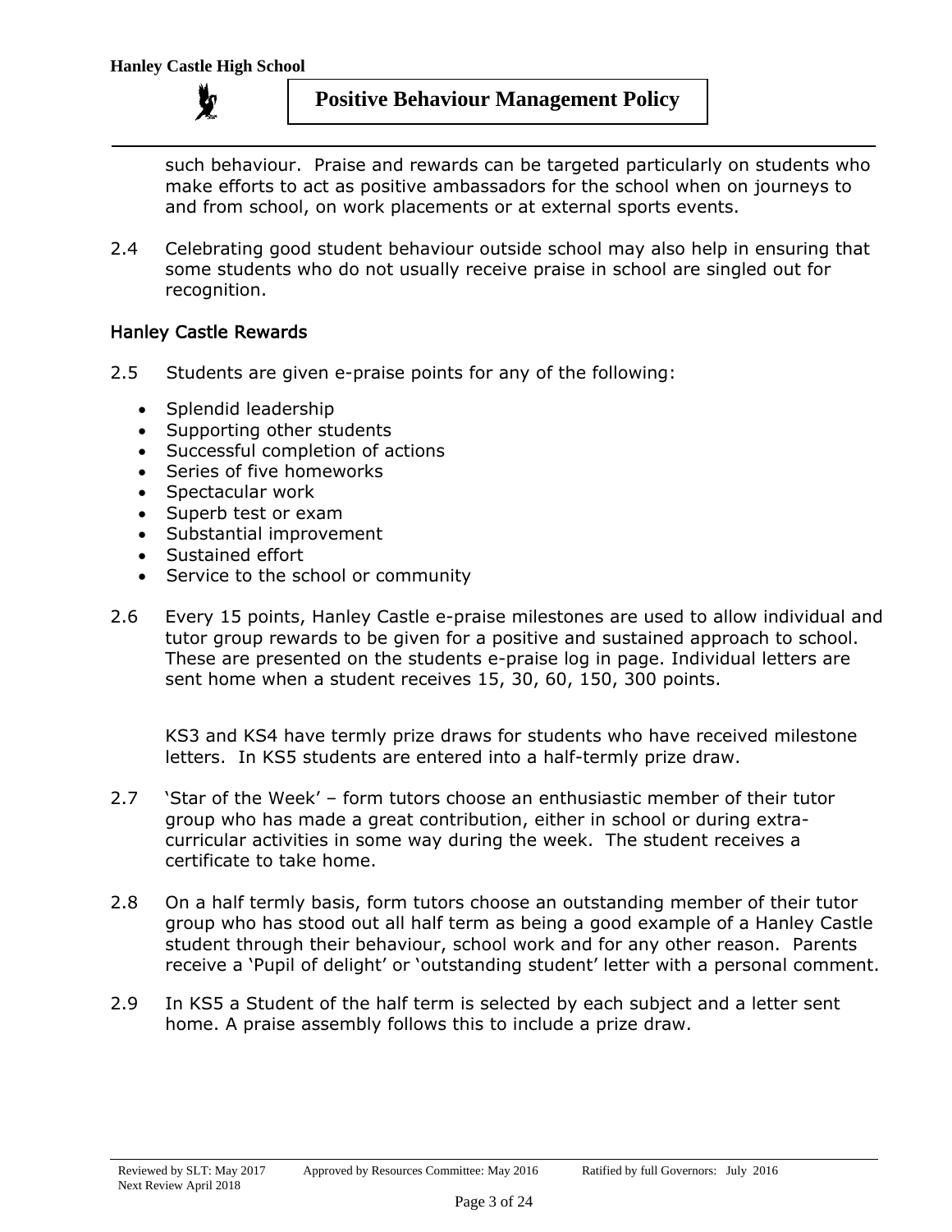such behaviour. Praise and rewards can be targeted particularly on students who make efforts to act as positive ambassadors for the school when on journeys to and from school, on work placements or at external sports events.

2.4 Celebrating good student behaviour outside school may also help in ensuring that some students who do not usually receive praise in school are singled out for recognition.

### Hanley Castle Rewards

2.5 Students are given e-praise points for any of the following:

- Splendid leadership
- Supporting other students
- Successful completion of actions
- Series of five homeworks
- Spectacular work
- Superb test or exam
- Substantial improvement
- Sustained effort
- Service to the school or community

2.6 Every 15 points, Hanley Castle e-praise milestones are used to allow individual and tutor group rewards to be given for a positive and sustained approach to school. These are presented on the students e-praise log in page. Individual letters are sent home when a student receives 15, 30, 60, 150, 300 points.

KS3 and KS4 have termly prize draws for students who have received milestone letters. In KS5 students are entered into a half-termly prize draw.

2.7 'Star of the Week' – form tutors choose an enthusiastic member of their tutor group who has made a great contribution, either in school or during extra-curricular activities in some way during the week. The student receives a certificate to take home.

2.8 On a half termly basis, form tutors choose an outstanding member of their tutor group who has stood out all half term as being a good example of a Hanley Castle student through their behaviour, school work and for any other reason. Parents receive a 'Pupil of delight' or 'outstanding student' letter with a personal comment.

2.9 In KS5 a Student of the half term is selected by each subject and a letter sent home. A praise assembly follows this to include a prize draw.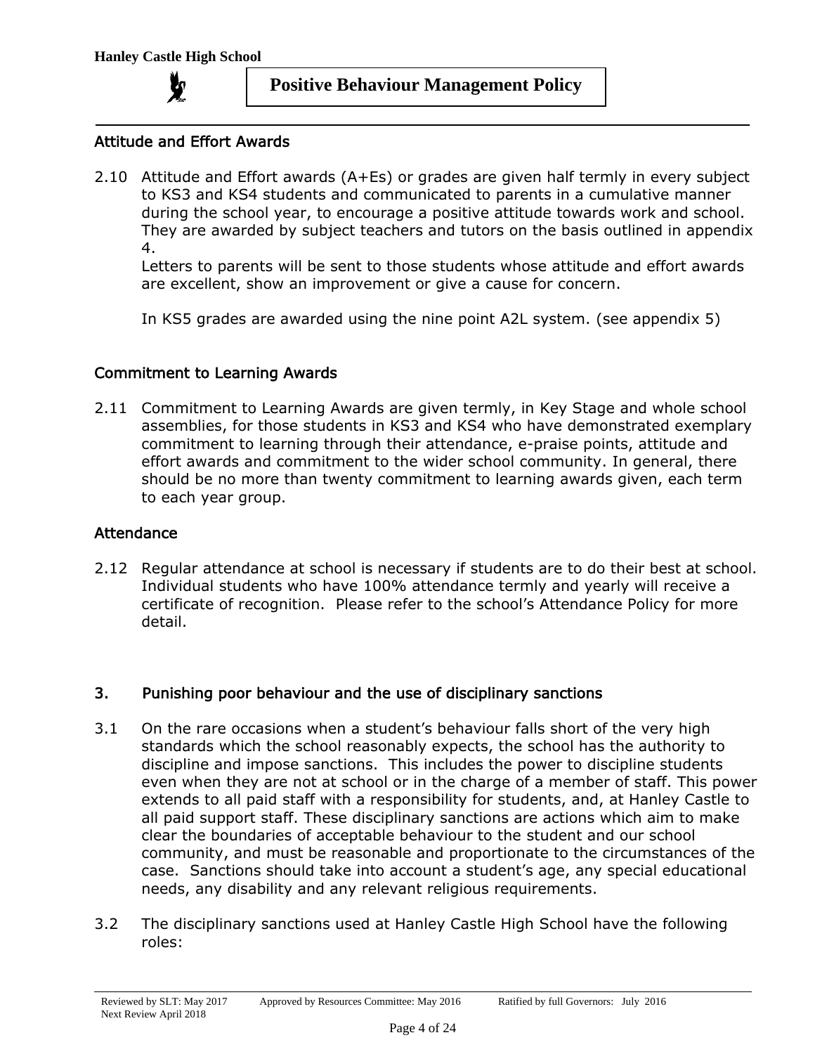### Attitude and Effort Awards

2.10 Attitude and Effort awards (A+Es) or grades are given half termly in every subject to KS3 and KS4 students and communicated to parents in a cumulative manner during the school year, to encourage a positive attitude towards work and school. They are awarded by subject teachers and tutors on the basis outlined in appendix 4.

Letters to parents will be sent to those students whose attitude and effort awards are excellent, show an improvement or give a cause for concern.

In KS5 grades are awarded using the nine point A2L system. (see appendix 5)

### Commitment to Learning Awards

2.11 Commitment to Learning Awards are given termly, in Key Stage and whole school assemblies, for those students in KS3 and KS4 who have demonstrated exemplary commitment to learning through their attendance, e-praise points, attitude and effort awards and commitment to the wider school community. In general, there should be no more than twenty commitment to learning awards given, each term to each year group.

### Attendance

2.12 Regular attendance at school is necessary if students are to do their best at school. Individual students who have 100% attendance termly and yearly will receive a certificate of recognition. Please refer to the school's Attendance Policy for more detail.

## 3. Punishing poor behaviour and the use of disciplinary sanctions

3.1 On the rare occasions when a student's behaviour falls short of the very high standards which the school reasonably expects, the school has the authority to discipline and impose sanctions. This includes the power to discipline students even when they are not at school or in the charge of a member of staff. This power extends to all paid staff with a responsibility for students, and, at Hanley Castle to all paid support staff. These disciplinary sanctions are actions which aim to make clear the boundaries of acceptable behaviour to the student and our school community, and must be reasonable and proportionate to the circumstances of the case. Sanctions should take into account a student's age, any special educational needs, any disability and any relevant religious requirements.

3.2 The disciplinary sanctions used at Hanley Castle High School have the following roles: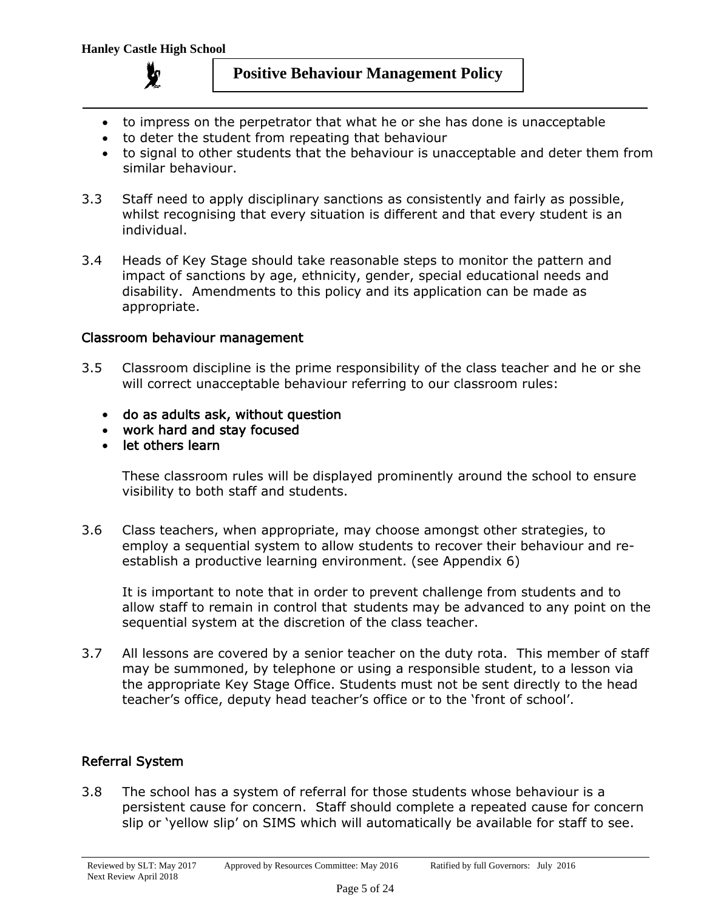- to impress on the perpetrator that what he or she has done is unacceptable
- to deter the student from repeating that behaviour
- to signal to other students that the behaviour is unacceptable and deter them from similar behaviour.

3.3 Staff need to apply disciplinary sanctions as consistently and fairly as possible, whilst recognising that every situation is different and that every student is an individual.

3.4 Heads of Key Stage should take reasonable steps to monitor the pattern and impact of sanctions by age, ethnicity, gender, special educational needs and disability. Amendments to this policy and its application can be made as appropriate.

## Classroom behaviour management

3.5 Classroom discipline is the prime responsibility of the class teacher and he or she will correct unacceptable behaviour referring to our classroom rules:

- do as adults ask, without question
- work hard and stay focused
- let others learn

These classroom rules will be displayed prominently around the school to ensure visibility to both staff and students.

3.6 Class teachers, when appropriate, may choose amongst other strategies, to employ a sequential system to allow students to recover their behaviour and re-establish a productive learning environment. (see Appendix 6)

It is important to note that in order to prevent challenge from students and to allow staff to remain in control that students may be advanced to any point on the sequential system at the discretion of the class teacher.

3.7 All lessons are covered by a senior teacher on the duty rota. This member of staff may be summoned, by telephone or using a responsible student, to a lesson via the appropriate Key Stage Office. Students must not be sent directly to the head teacher's office, deputy head teacher's office or to the 'front of school'.

## Referral System

3.8 The school has a system of referral for those students whose behaviour is a persistent cause for concern. Staff should complete a repeated cause for concern slip or 'yellow slip' on SIMS which will automatically be available for staff to see.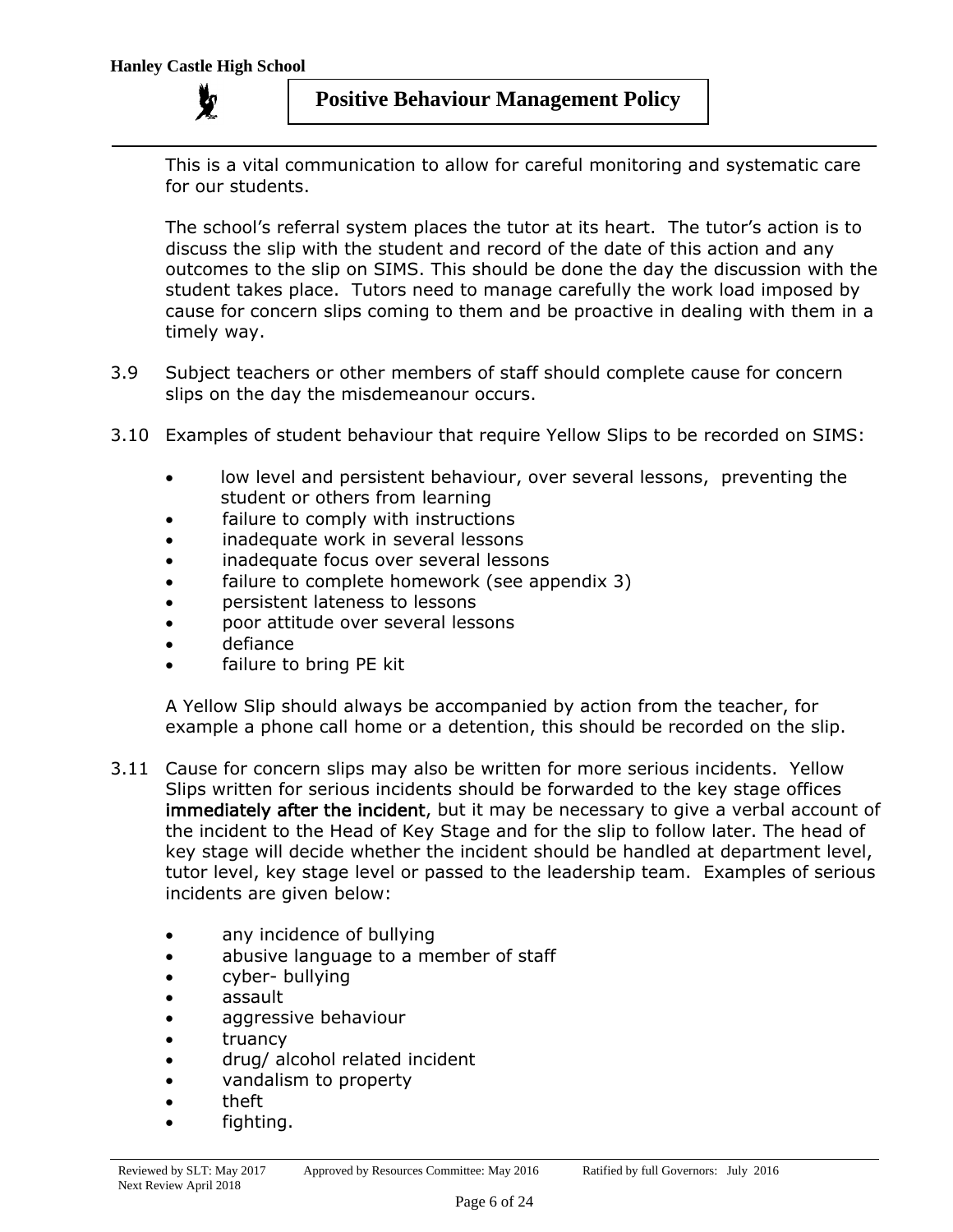This is a vital communication to allow for careful monitoring and systematic care for our students.

The school's referral system places the tutor at its heart. The tutor's action is to discuss the slip with the student and record of the date of this action and any outcomes to the slip on SIMS. This should be done the day the discussion with the student takes place. Tutors need to manage carefully the work load imposed by cause for concern slips coming to them and be proactive in dealing with them in a timely way.

3.9 Subject teachers or other members of staff should complete cause for concern slips on the day the misdemeanour occurs.

3.10 Examples of student behaviour that require Yellow Slips to be recorded on SIMS:

- low level and persistent behaviour, over several lessons, preventing the student or others from learning
- failure to comply with instructions
- inadequate work in several lessons
- inadequate focus over several lessons
- failure to complete homework (see appendix 3)
- persistent lateness to lessons
- poor attitude over several lessons
- defiance
- failure to bring PE kit

A Yellow Slip should always be accompanied by action from the teacher, for example a phone call home or a detention, this should be recorded on the slip.

3.11 Cause for concern slips may also be written for more serious incidents. Yellow Slips written for serious incidents should be forwarded to the key stage offices immediately after the incident, but it may be necessary to give a verbal account of the incident to the Head of Key Stage and for the slip to follow later. The head of key stage will decide whether the incident should be handled at department level, tutor level, key stage level or passed to the leadership team. Examples of serious incidents are given below:

- any incidence of bullying
- abusive language to a member of staff
- cyber- bullying
- assault
- aggressive behaviour
- truancy
- drug/ alcohol related incident
- vandalism to property
- theft
- fighting.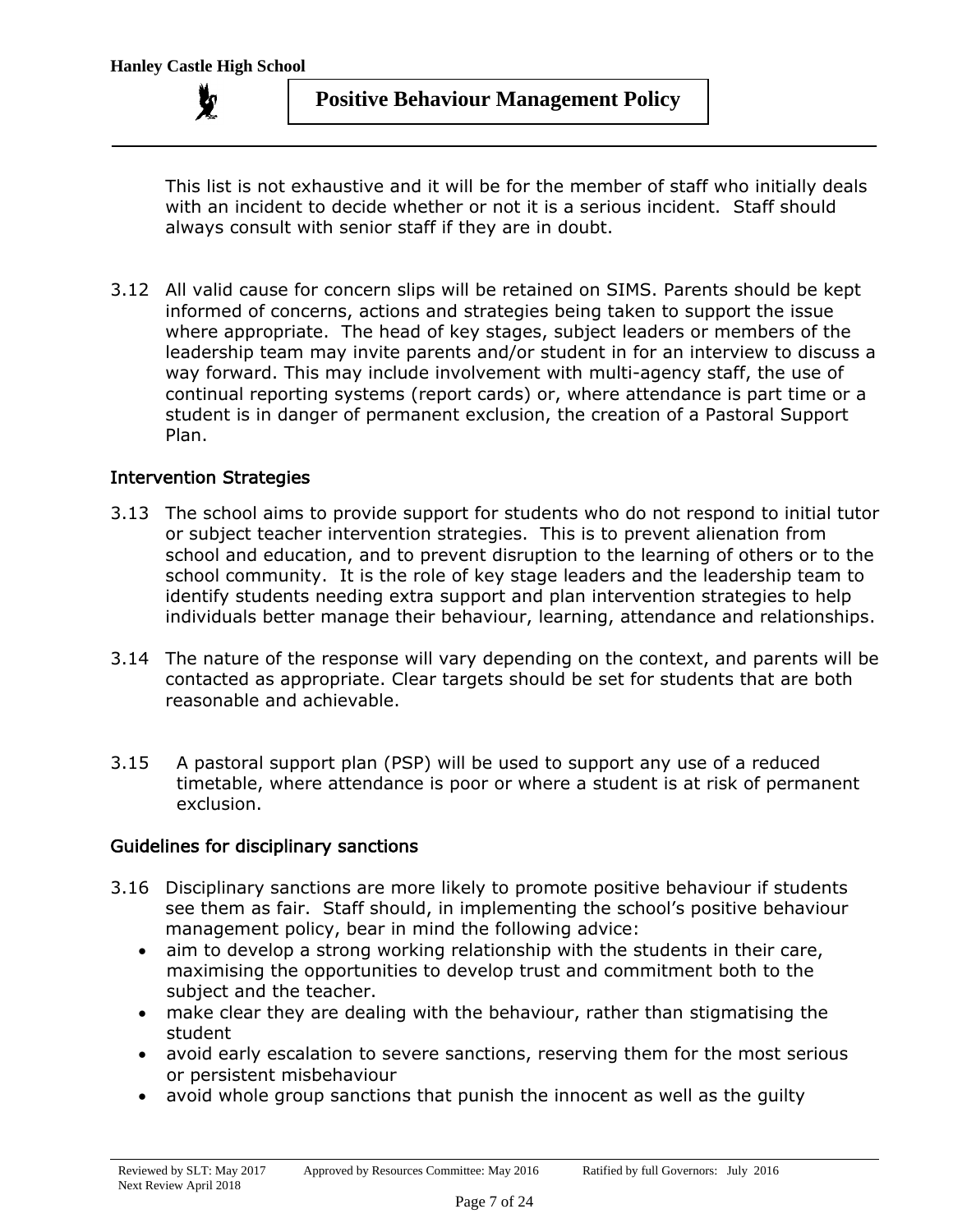This list is not exhaustive and it will be for the member of staff who initially deals with an incident to decide whether or not it is a serious incident. Staff should always consult with senior staff if they are in doubt.

3.12 All valid cause for concern slips will be retained on SIMS. Parents should be kept informed of concerns, actions and strategies being taken to support the issue where appropriate. The head of key stages, subject leaders or members of the leadership team may invite parents and/or student in for an interview to discuss a way forward. This may include involvement with multi-agency staff, the use of continual reporting systems (report cards) or, where attendance is part time or a student is in danger of permanent exclusion, the creation of a Pastoral Support Plan.

## Intervention Strategies

3.13 The school aims to provide support for students who do not respond to initial tutor or subject teacher intervention strategies. This is to prevent alienation from school and education, and to prevent disruption to the learning of others or to the school community. It is the role of key stage leaders and the leadership team to identify students needing extra support and plan intervention strategies to help individuals better manage their behaviour, learning, attendance and relationships.

3.14 The nature of the response will vary depending on the context, and parents will be contacted as appropriate. Clear targets should be set for students that are both reasonable and achievable.

3.15 A pastoral support plan (PSP) will be used to support any use of a reduced timetable, where attendance is poor or where a student is at risk of permanent exclusion.

## Guidelines for disciplinary sanctions

3.16 Disciplinary sanctions are more likely to promote positive behaviour if students see them as fair. Staff should, in implementing the school's positive behaviour management policy, bear in mind the following advice:

- aim to develop a strong working relationship with the students in their care, maximising the opportunities to develop trust and commitment both to the subject and the teacher.
- make clear they are dealing with the behaviour, rather than stigmatising the student
- avoid early escalation to severe sanctions, reserving them for the most serious or persistent misbehaviour
- avoid whole group sanctions that punish the innocent as well as the guilty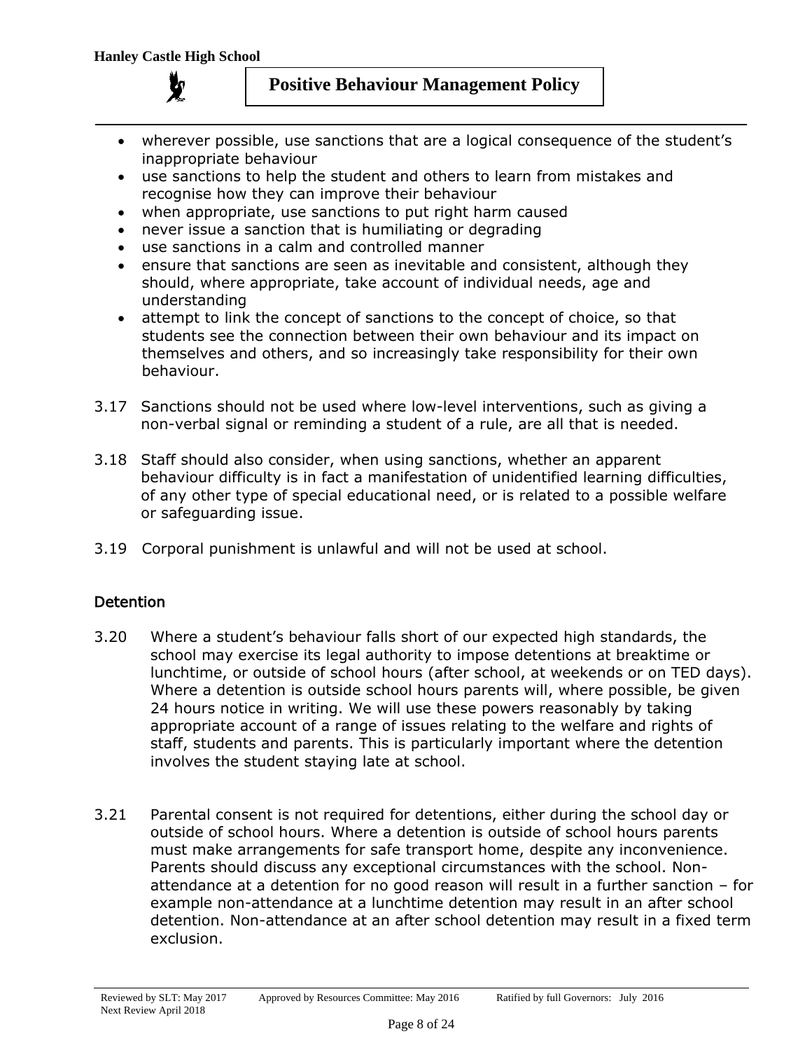- wherever possible, use sanctions that are a logical consequence of the student's inappropriate behaviour
- use sanctions to help the student and others to learn from mistakes and recognise how they can improve their behaviour
- when appropriate, use sanctions to put right harm caused
- never issue a sanction that is humiliating or degrading
- use sanctions in a calm and controlled manner
- ensure that sanctions are seen as inevitable and consistent, although they should, where appropriate, take account of individual needs, age and understanding
- attempt to link the concept of sanctions to the concept of choice, so that students see the connection between their own behaviour and its impact on themselves and others, and so increasingly take responsibility for their own behaviour.

3.17 Sanctions should not be used where low-level interventions, such as giving a non-verbal signal or reminding a student of a rule, are all that is needed.

3.18 Staff should also consider, when using sanctions, whether an apparent behaviour difficulty is in fact a manifestation of unidentified learning difficulties, of any other type of special educational need, or is related to a possible welfare or safeguarding issue.

3.19 Corporal punishment is unlawful and will not be used at school.

## Detention

3.20 Where a student's behaviour falls short of our expected high standards, the school may exercise its legal authority to impose detentions at breaktime or lunchtime, or outside of school hours (after school, at weekends or on TED days). Where a detention is outside school hours parents will, where possible, be given 24 hours notice in writing. We will use these powers reasonably by taking appropriate account of a range of issues relating to the welfare and rights of staff, students and parents. This is particularly important where the detention involves the student staying late at school.

3.21 Parental consent is not required for detentions, either during the school day or outside of school hours. Where a detention is outside of school hours parents must make arrangements for safe transport home, despite any inconvenience. Parents should discuss any exceptional circumstances with the school. Non-attendance at a detention for no good reason will result in a further sanction – for example non-attendance at a lunchtime detention may result in an after school detention. Non-attendance at an after school detention may result in a fixed term exclusion.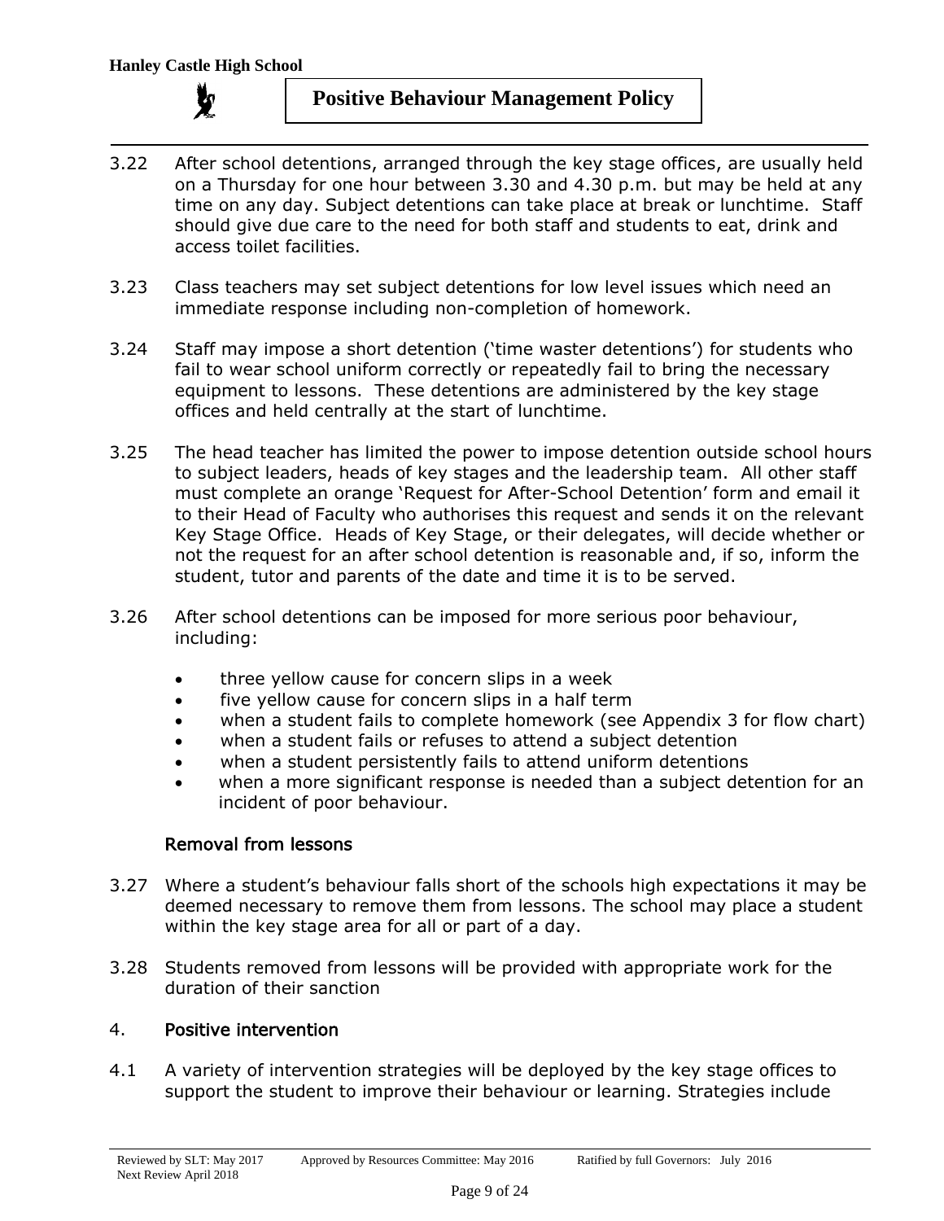3.22 After school detentions, arranged through the key stage offices, are usually held on a Thursday for one hour between 3.30 and 4.30 p.m. but may be held at any time on any day. Subject detentions can take place at break or lunchtime. Staff should give due care to the need for both staff and students to eat, drink and access toilet facilities.

3.23 Class teachers may set subject detentions for low level issues which need an immediate response including non-completion of homework.

3.24 Staff may impose a short detention ('time waster detentions') for students who fail to wear school uniform correctly or repeatedly fail to bring the necessary equipment to lessons. These detentions are administered by the key stage offices and held centrally at the start of lunchtime.

3.25 The head teacher has limited the power to impose detention outside school hours to subject leaders, heads of key stages and the leadership team. All other staff must complete an orange 'Request for After-School Detention' form and email it to their Head of Faculty who authorises this request and sends it on the relevant Key Stage Office. Heads of Key Stage, or their delegates, will decide whether or not the request for an after school detention is reasonable and, if so, inform the student, tutor and parents of the date and time it is to be served.

3.26 After school detentions can be imposed for more serious poor behaviour, including:

- three yellow cause for concern slips in a week
- five yellow cause for concern slips in a half term
- when a student fails to complete homework (see Appendix 3 for flow chart)
- when a student fails or refuses to attend a subject detention
- when a student persistently fails to attend uniform detentions
- when a more significant response is needed than a subject detention for an incident of poor behaviour.

### Removal from lessons

3.27 Where a student's behaviour falls short of the schools high expectations it may be deemed necessary to remove them from lessons. The school may place a student within the key stage area for all or part of a day.

3.28 Students removed from lessons will be provided with appropriate work for the duration of their sanction

## 4. Positive intervention

4.1 A variety of intervention strategies will be deployed by the key stage offices to support the student to improve their behaviour or learning. Strategies include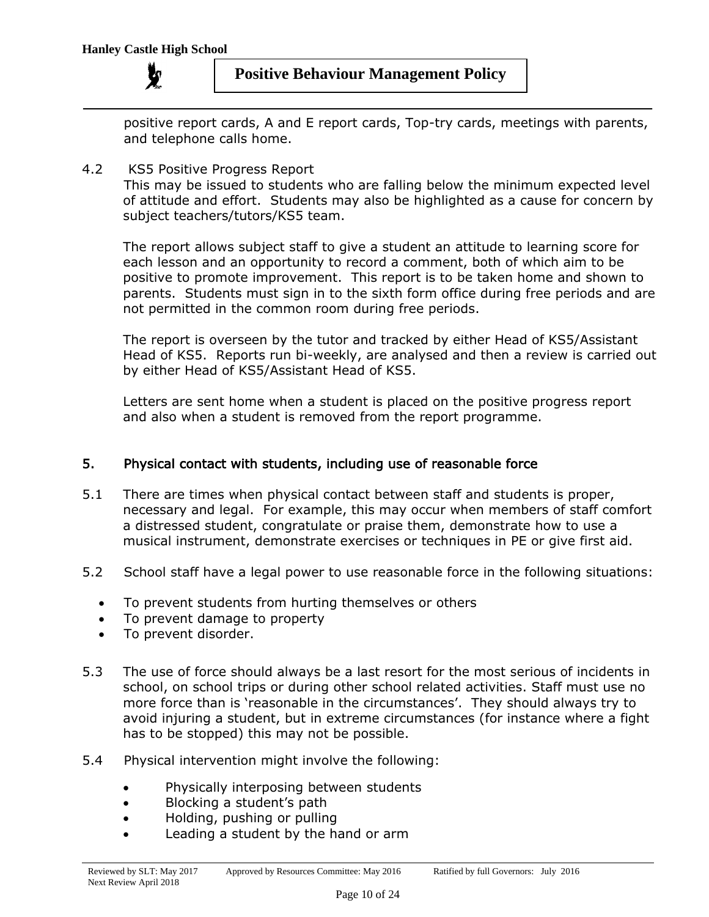positive report cards, A and E report cards, Top-try cards, meetings with parents, and telephone calls home.

4.2 KS5 Positive Progress Report

This may be issued to students who are falling below the minimum expected level of attitude and effort. Students may also be highlighted as a cause for concern by subject teachers/tutors/KS5 team.

The report allows subject staff to give a student an attitude to learning score for each lesson and an opportunity to record a comment, both of which aim to be positive to promote improvement. This report is to be taken home and shown to parents. Students must sign in to the sixth form office during free periods and are not permitted in the common room during free periods.

The report is overseen by the tutor and tracked by either Head of KS5/Assistant Head of KS5. Reports run bi-weekly, are analysed and then a review is carried out by either Head of KS5/Assistant Head of KS5.

Letters are sent home when a student is placed on the positive progress report and also when a student is removed from the report programme.

## 5. Physical contact with students, including use of reasonable force

5.1 There are times when physical contact between staff and students is proper, necessary and legal. For example, this may occur when members of staff comfort a distressed student, congratulate or praise them, demonstrate how to use a musical instrument, demonstrate exercises or techniques in PE or give first aid.

5.2 School staff have a legal power to use reasonable force in the following situations:

- To prevent students from hurting themselves or others
- To prevent damage to property
- To prevent disorder.

5.3 The use of force should always be a last resort for the most serious of incidents in school, on school trips or during other school related activities. Staff must use no more force than is 'reasonable in the circumstances'. They should always try to avoid injuring a student, but in extreme circumstances (for instance where a fight has to be stopped) this may not be possible.

5.4 Physical intervention might involve the following:

- Physically interposing between students
- Blocking a student's path
- Holding, pushing or pulling
- Leading a student by the hand or arm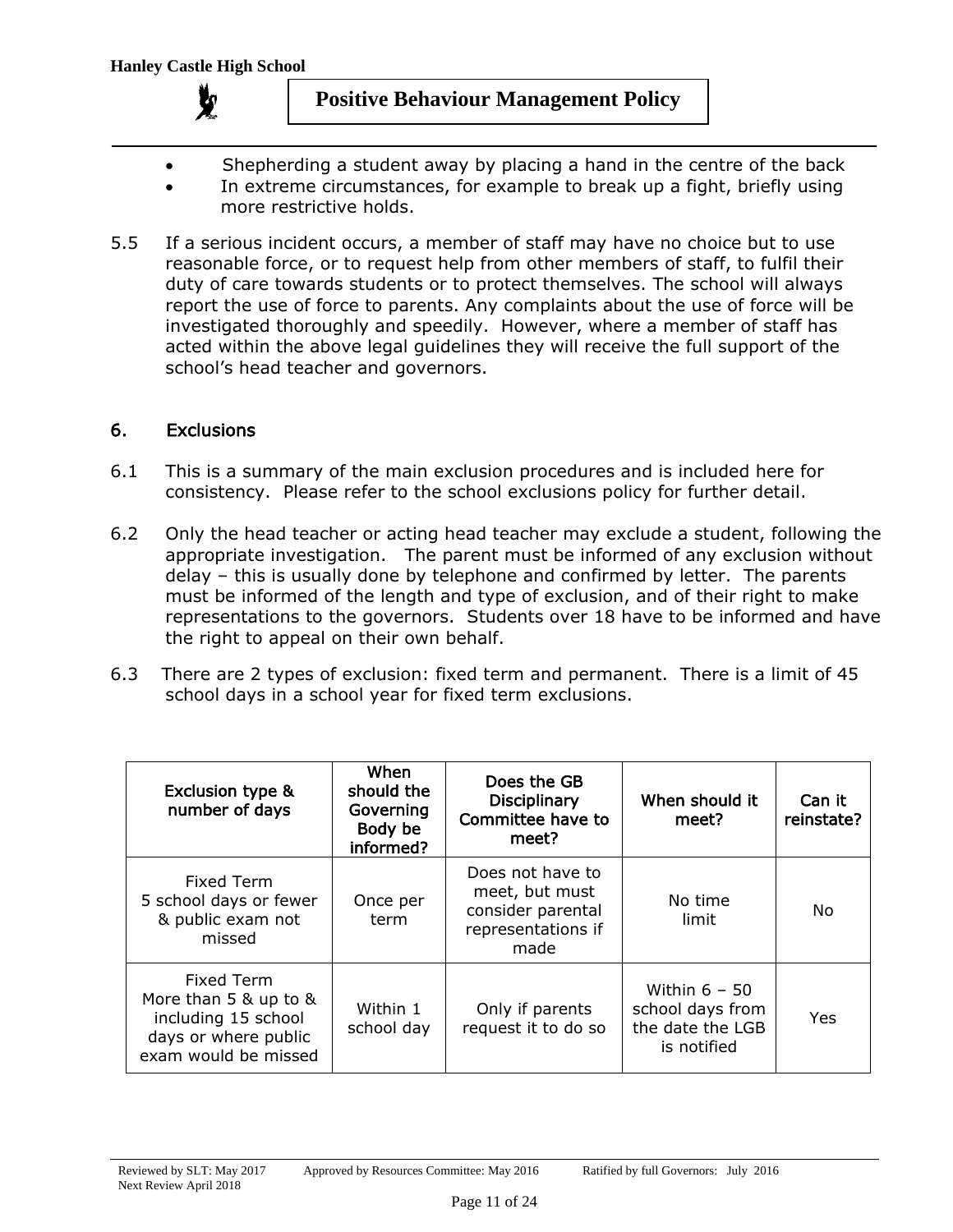- Shepherding a student away by placing a hand in the centre of the back
- In extreme circumstances, for example to break up a fight, briefly using more restrictive holds.

5.5 If a serious incident occurs, a member of staff may have no choice but to use reasonable force, or to request help from other members of staff, to fulfil their duty of care towards students or to protect themselves. The school will always report the use of force to parents. Any complaints about the use of force will be investigated thoroughly and speedily. However, where a member of staff has acted within the above legal guidelines they will receive the full support of the school's head teacher and governors.

## 6. Exclusions

6.1 This is a summary of the main exclusion procedures and is included here for consistency. Please refer to the school exclusions policy for further detail.

6.2 Only the head teacher or acting head teacher may exclude a student, following the appropriate investigation. The parent must be informed of any exclusion without delay – this is usually done by telephone and confirmed by letter. The parents must be informed of the length and type of exclusion, and of their right to make representations to the governors. Students over 18 have to be informed and have the right to appeal on their own behalf.

6.3 There are 2 types of exclusion: fixed term and permanent. There is a limit of 45 school days in a school year for fixed term exclusions.

| Exclusion type & number of days | When should the Governing Body be informed? | Does the GB Disciplinary Committee have to meet? | When should it meet? | Can it reinstate? |
|---|---|---|---|---|
| Fixed Term 5 school days or fewer & public exam not missed | Once per term | Does not have to meet, but must consider parental representations if made | No time limit | No |
| Fixed Term More than 5 & up to & including 15 school days or where public exam would be missed | Within 1 school day | Only if parents request it to do so | Within 6 – 50 school days from the date the LGB is notified | Yes |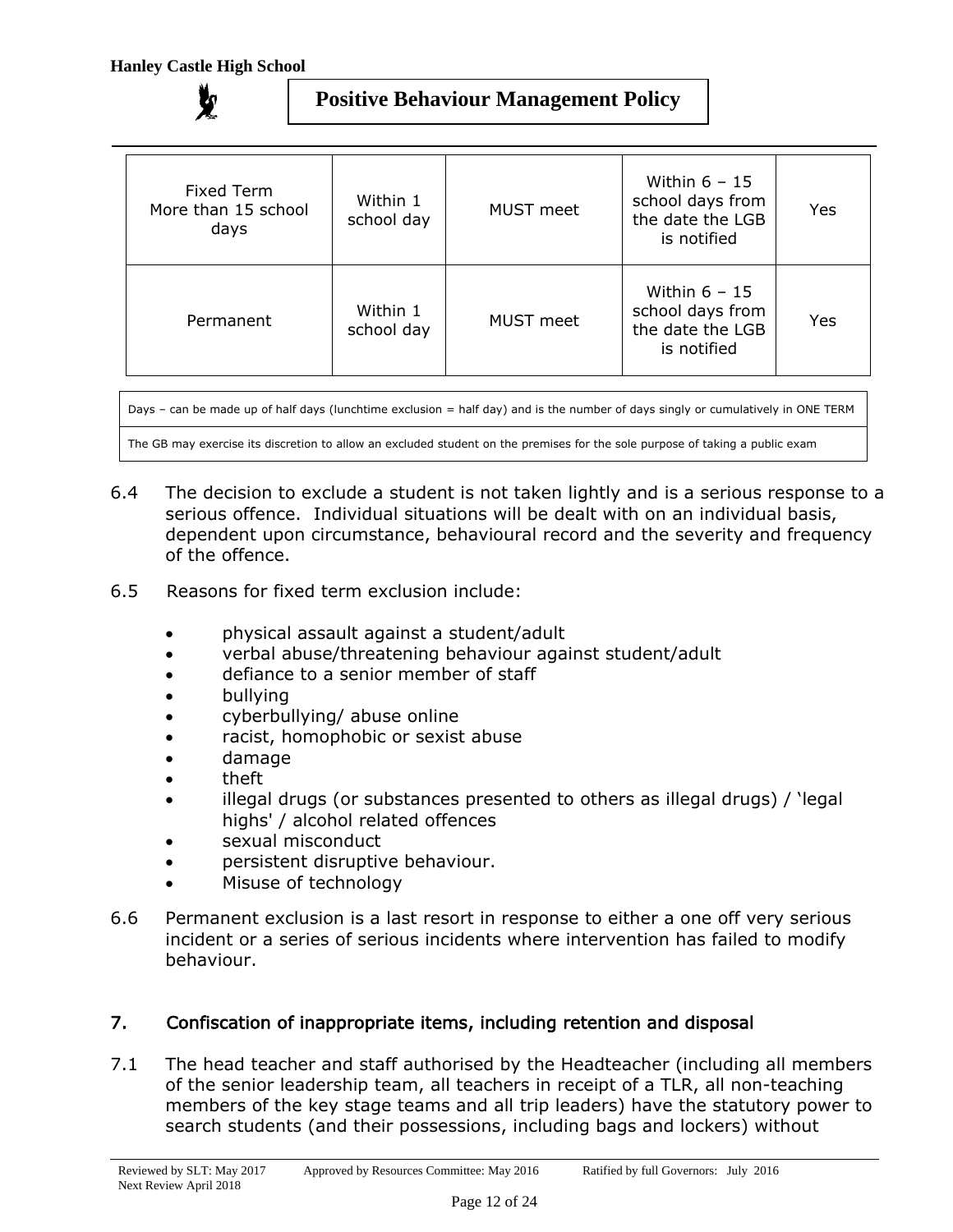| Fixed Term More than 15 school days | Within 1 school day | MUST meet | Within 6 – 15 school days from the date the LGB is notified | Yes |
|---|---|---|---|---|
| Permanent | Within 1 school day | MUST meet | Within 6 – 15 school days from the date the LGB is notified | Yes |

| Days – can be made up of half days (lunchtime exclusion = half day) and is the number of days singly or cumulatively in ONE TERM |
|---|
| The GB may exercise its discretion to allow an excluded student on the premises for the sole purpose of taking a public exam |

6.4 The decision to exclude a student is not taken lightly and is a serious response to a serious offence. Individual situations will be dealt with on an individual basis, dependent upon circumstance, behavioural record and the severity and frequency of the offence.

6.5 Reasons for fixed term exclusion include:

- physical assault against a student/adult
- verbal abuse/threatening behaviour against student/adult
- defiance to a senior member of staff
- bullying
- cyberbullying/ abuse online
- racist, homophobic or sexist abuse
- damage
- theft
- illegal drugs (or substances presented to others as illegal drugs) / 'legal highs' / alcohol related offences
- sexual misconduct
- persistent disruptive behaviour.
- Misuse of technology

6.6 Permanent exclusion is a last resort in response to either a one off very serious incident or a series of serious incidents where intervention has failed to modify behaviour.

## 7. Confiscation of inappropriate items, including retention and disposal

7.1 The head teacher and staff authorised by the Headteacher (including all members of the senior leadership team, all teachers in receipt of a TLR, all non-teaching members of the key stage teams and all trip leaders) have the statutory power to search students (and their possessions, including bags and lockers) without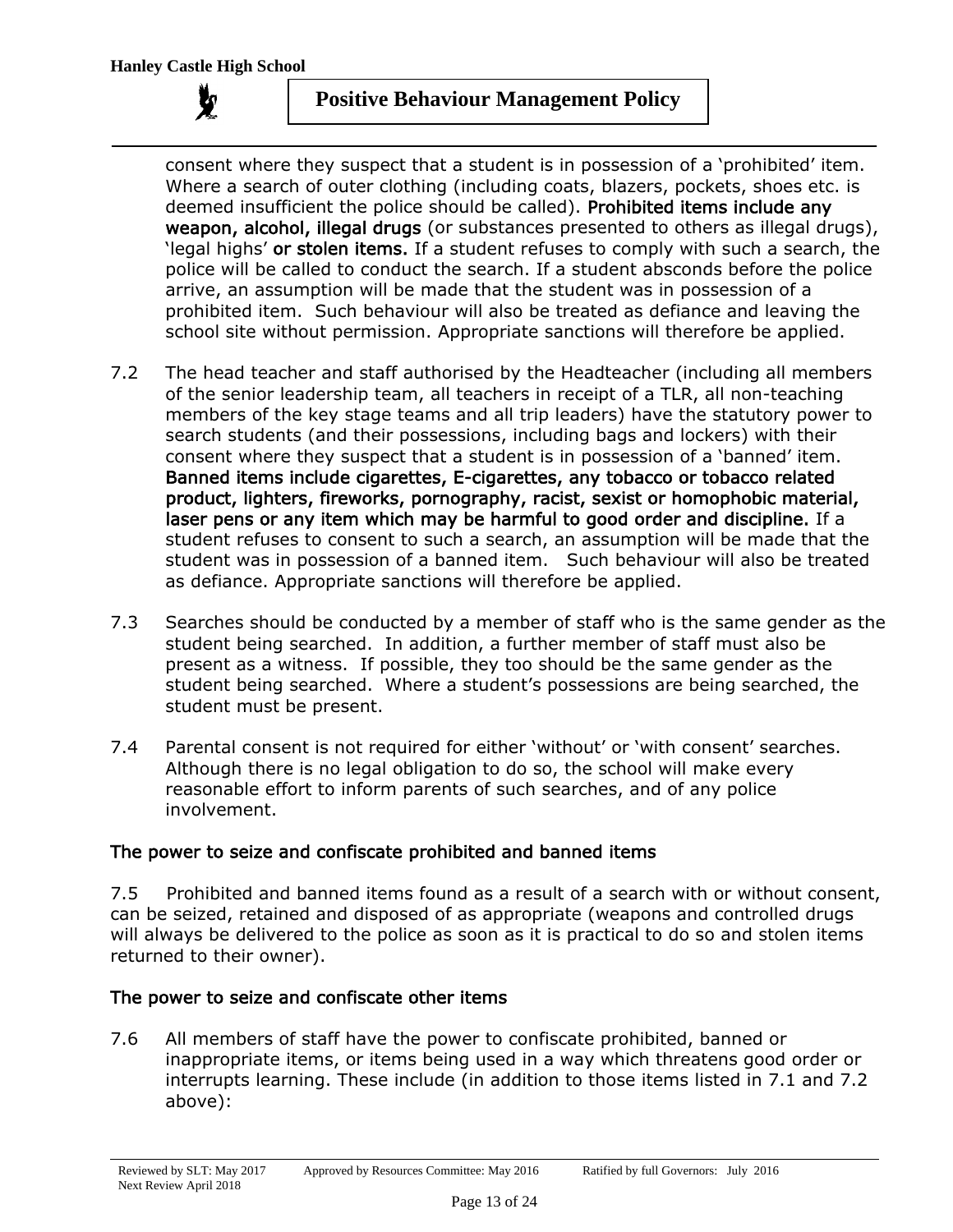consent where they suspect that a student is in possession of a 'prohibited' item. Where a search of outer clothing (including coats, blazers, pockets, shoes etc. is deemed insufficient the police should be called). **Prohibited items include any weapon, alcohol, illegal drugs** (or substances presented to others as illegal drugs), 'legal highs' **or stolen items.** If a student refuses to comply with such a search, the police will be called to conduct the search. If a student absconds before the police arrive, an assumption will be made that the student was in possession of a prohibited item. Such behaviour will also be treated as defiance and leaving the school site without permission. Appropriate sanctions will therefore be applied.

7.2 The head teacher and staff authorised by the Headteacher (including all members of the senior leadership team, all teachers in receipt of a TLR, all non-teaching members of the key stage teams and all trip leaders) have the statutory power to search students (and their possessions, including bags and lockers) with their consent where they suspect that a student is in possession of a 'banned' item. **Banned items include cigarettes, E-cigarettes, any tobacco or tobacco related product, lighters, fireworks, pornography, racist, sexist or homophobic material, laser pens or any item which may be harmful to good order and discipline.** If a student refuses to consent to such a search, an assumption will be made that the student was in possession of a banned item. Such behaviour will also be treated as defiance. Appropriate sanctions will therefore be applied.

7.3 Searches should be conducted by a member of staff who is the same gender as the student being searched. In addition, a further member of staff must also be present as a witness. If possible, they too should be the same gender as the student being searched. Where a student's possessions are being searched, the student must be present.

7.4 Parental consent is not required for either 'without' or 'with consent' searches. Although there is no legal obligation to do so, the school will make every reasonable effort to inform parents of such searches, and of any police involvement.

### The power to seize and confiscate prohibited and banned items

7.5 Prohibited and banned items found as a result of a search with or without consent, can be seized, retained and disposed of as appropriate (weapons and controlled drugs will always be delivered to the police as soon as it is practical to do so and stolen items returned to their owner).

### The power to seize and confiscate other items

7.6 All members of staff have the power to confiscate prohibited, banned or inappropriate items, or items being used in a way which threatens good order or interrupts learning. These include (in addition to those items listed in 7.1 and 7.2 above):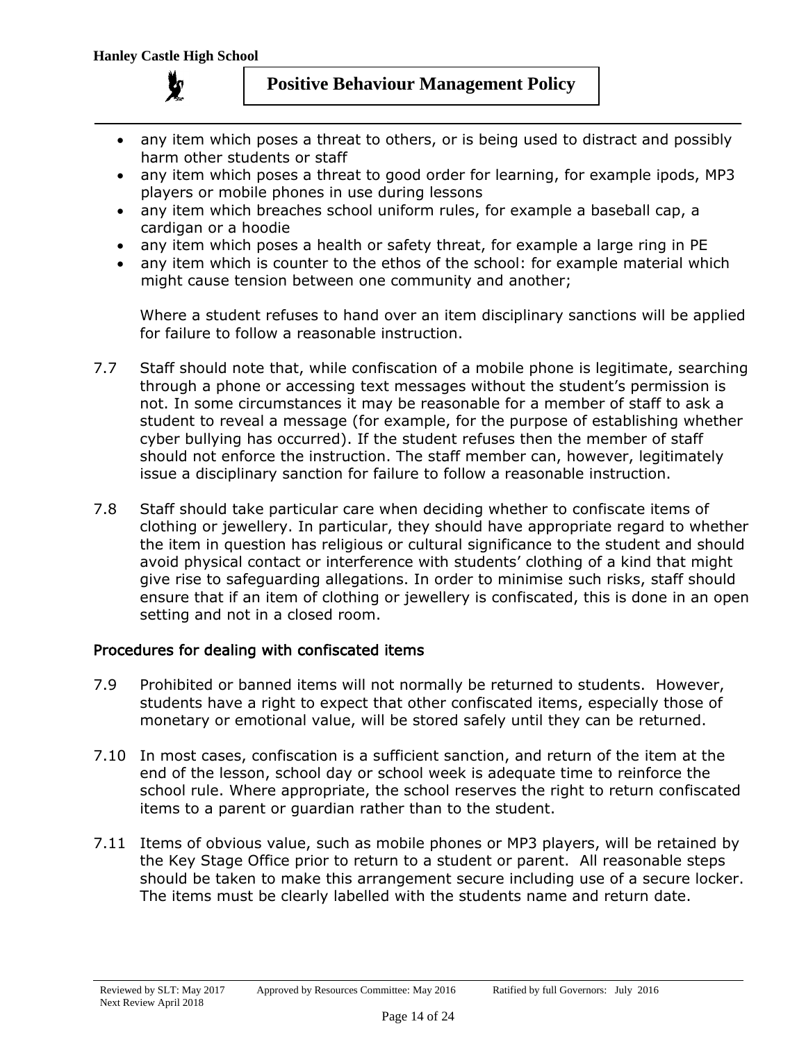- any item which poses a threat to others, or is being used to distract and possibly harm other students or staff
- any item which poses a threat to good order for learning, for example ipods, MP3 players or mobile phones in use during lessons
- any item which breaches school uniform rules, for example a baseball cap, a cardigan or a hoodie
- any item which poses a health or safety threat, for example a large ring in PE
- any item which is counter to the ethos of the school: for example material which might cause tension between one community and another;

Where a student refuses to hand over an item disciplinary sanctions will be applied for failure to follow a reasonable instruction.

7.7 Staff should note that, while confiscation of a mobile phone is legitimate, searching through a phone or accessing text messages without the student's permission is not. In some circumstances it may be reasonable for a member of staff to ask a student to reveal a message (for example, for the purpose of establishing whether cyber bullying has occurred). If the student refuses then the member of staff should not enforce the instruction. The staff member can, however, legitimately issue a disciplinary sanction for failure to follow a reasonable instruction.

7.8 Staff should take particular care when deciding whether to confiscate items of clothing or jewellery. In particular, they should have appropriate regard to whether the item in question has religious or cultural significance to the student and should avoid physical contact or interference with students' clothing of a kind that might give rise to safeguarding allegations. In order to minimise such risks, staff should ensure that if an item of clothing or jewellery is confiscated, this is done in an open setting and not in a closed room.

## Procedures for dealing with confiscated items

7.9 Prohibited or banned items will not normally be returned to students. However, students have a right to expect that other confiscated items, especially those of monetary or emotional value, will be stored safely until they can be returned.

7.10 In most cases, confiscation is a sufficient sanction, and return of the item at the end of the lesson, school day or school week is adequate time to reinforce the school rule. Where appropriate, the school reserves the right to return confiscated items to a parent or guardian rather than to the student.

7.11 Items of obvious value, such as mobile phones or MP3 players, will be retained by the Key Stage Office prior to return to a student or parent. All reasonable steps should be taken to make this arrangement secure including use of a secure locker. The items must be clearly labelled with the students name and return date.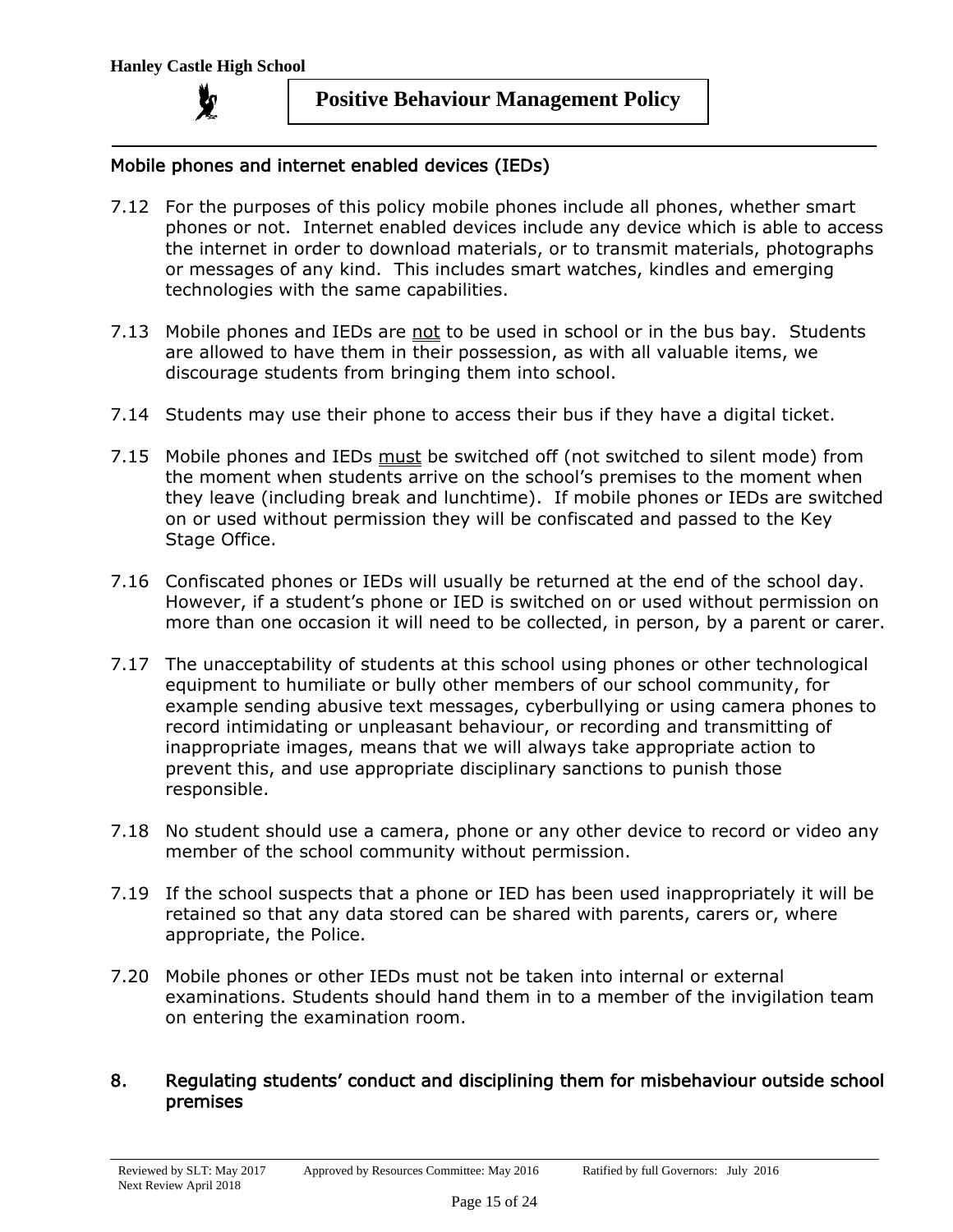### Mobile phones and internet enabled devices (IEDs)

7.12 For the purposes of this policy mobile phones include all phones, whether smart phones or not. Internet enabled devices include any device which is able to access the internet in order to download materials, or to transmit materials, photographs or messages of any kind. This includes smart watches, kindles and emerging technologies with the same capabilities.

7.13 Mobile phones and IEDs are <u>not</u> to be used in school or in the bus bay. Students are allowed to have them in their possession, as with all valuable items, we discourage students from bringing them into school.

7.14 Students may use their phone to access their bus if they have a digital ticket.

7.15 Mobile phones and IEDs <u>must</u> be switched off (not switched to silent mode) from the moment when students arrive on the school's premises to the moment when they leave (including break and lunchtime). If mobile phones or IEDs are switched on or used without permission they will be confiscated and passed to the Key Stage Office.

7.16 Confiscated phones or IEDs will usually be returned at the end of the school day. However, if a student's phone or IED is switched on or used without permission on more than one occasion it will need to be collected, in person, by a parent or carer.

7.17 The unacceptability of students at this school using phones or other technological equipment to humiliate or bully other members of our school community, for example sending abusive text messages, cyberbullying or using camera phones to record intimidating or unpleasant behaviour, or recording and transmitting of inappropriate images, means that we will always take appropriate action to prevent this, and use appropriate disciplinary sanctions to punish those responsible.

7.18 No student should use a camera, phone or any other device to record or video any member of the school community without permission.

7.19 If the school suspects that a phone or IED has been used inappropriately it will be retained so that any data stored can be shared with parents, carers or, where appropriate, the Police.

7.20 Mobile phones or other IEDs must not be taken into internal or external examinations. Students should hand them in to a member of the invigilation team on entering the examination room.

## 8. Regulating students' conduct and disciplining them for misbehaviour outside school premises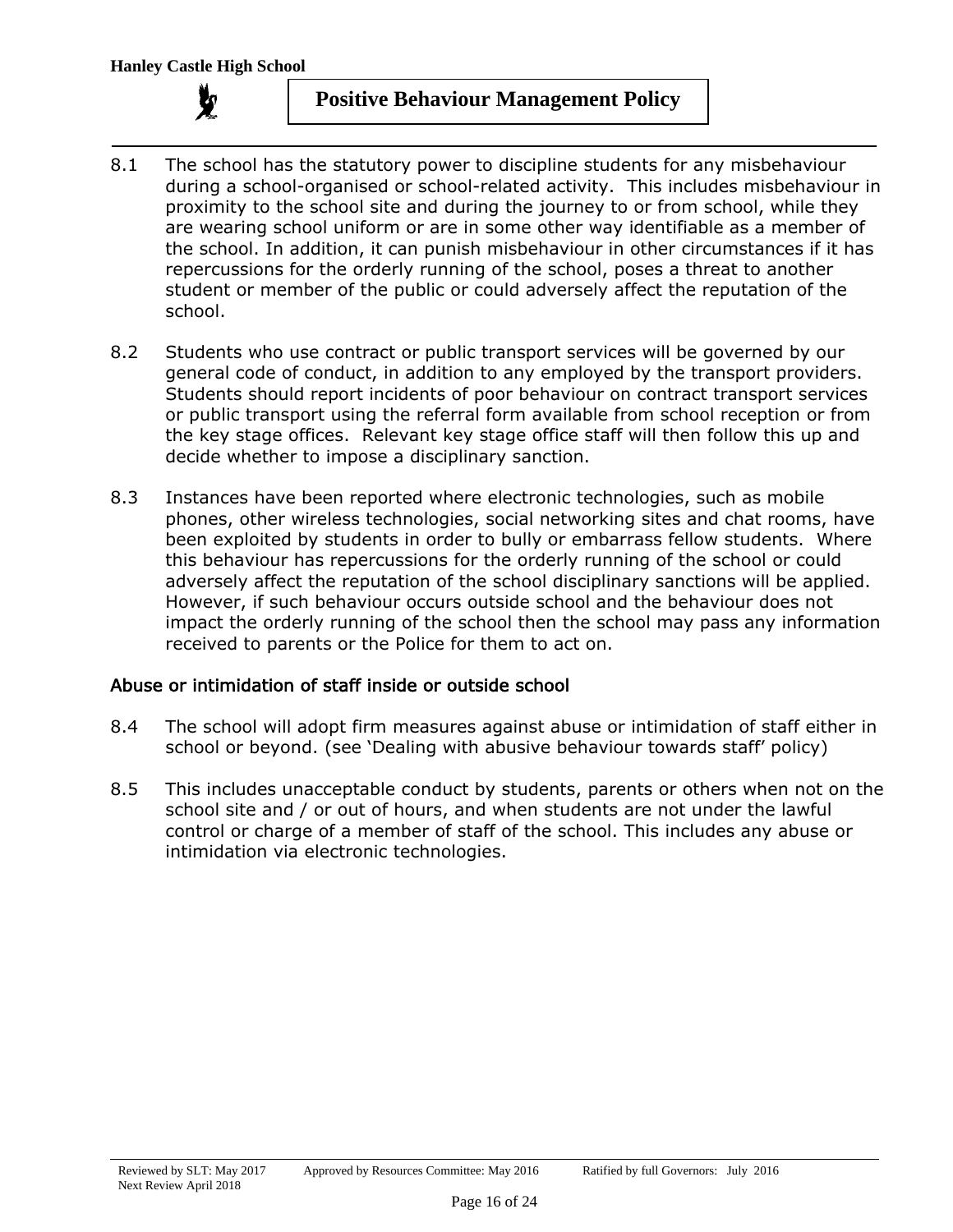8.1 The school has the statutory power to discipline students for any misbehaviour during a school-organised or school-related activity. This includes misbehaviour in proximity to the school site and during the journey to or from school, while they are wearing school uniform or are in some other way identifiable as a member of the school. In addition, it can punish misbehaviour in other circumstances if it has repercussions for the orderly running of the school, poses a threat to another student or member of the public or could adversely affect the reputation of the school.

8.2 Students who use contract or public transport services will be governed by our general code of conduct, in addition to any employed by the transport providers. Students should report incidents of poor behaviour on contract transport services or public transport using the referral form available from school reception or from the key stage offices. Relevant key stage office staff will then follow this up and decide whether to impose a disciplinary sanction.

8.3 Instances have been reported where electronic technologies, such as mobile phones, other wireless technologies, social networking sites and chat rooms, have been exploited by students in order to bully or embarrass fellow students. Where this behaviour has repercussions for the orderly running of the school or could adversely affect the reputation of the school disciplinary sanctions will be applied. However, if such behaviour occurs outside school and the behaviour does not impact the orderly running of the school then the school may pass any information received to parents or the Police for them to act on.

## Abuse or intimidation of staff inside or outside school

8.4 The school will adopt firm measures against abuse or intimidation of staff either in school or beyond. (see 'Dealing with abusive behaviour towards staff' policy)

8.5 This includes unacceptable conduct by students, parents or others when not on the school site and / or out of hours, and when students are not under the lawful control or charge of a member of staff of the school. This includes any abuse or intimidation via electronic technologies.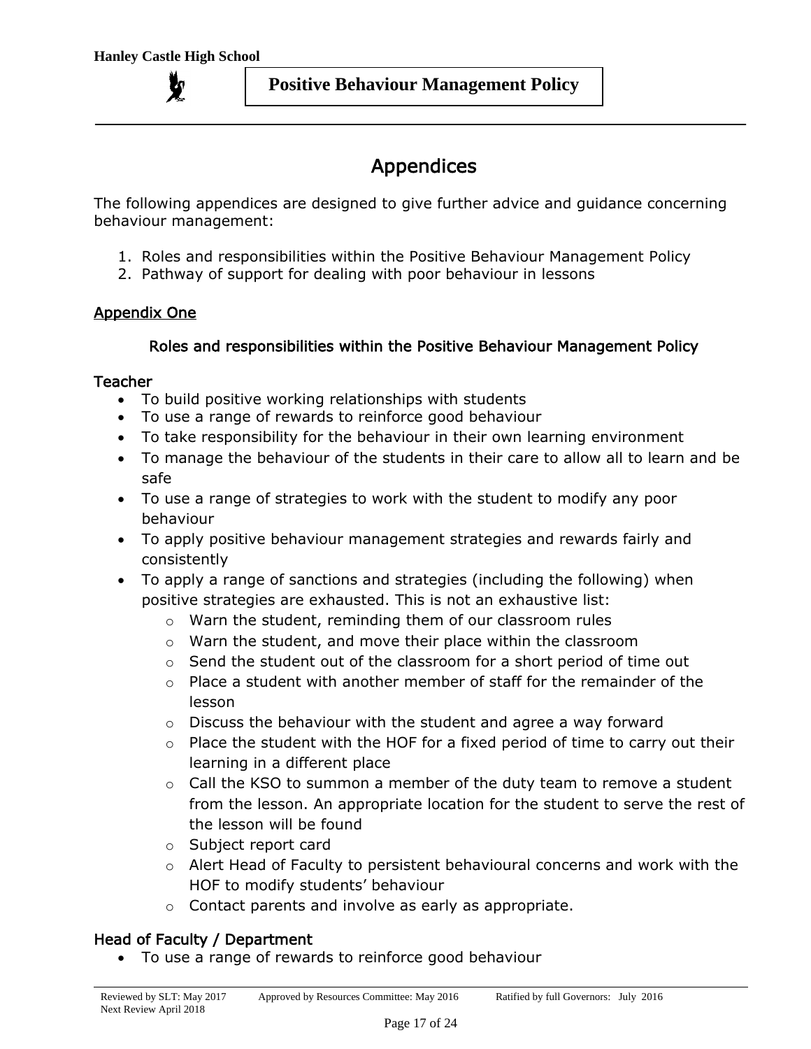# Appendices

The following appendices are designed to give further advice and guidance concerning behaviour management:

1. Roles and responsibilities within the Positive Behaviour Management Policy
2. Pathway of support for dealing with poor behaviour in lessons

## Appendix One

### Roles and responsibilities within the Positive Behaviour Management Policy

#### Teacher

- To build positive working relationships with students
- To use a range of rewards to reinforce good behaviour
- To take responsibility for the behaviour in their own learning environment
- To manage the behaviour of the students in their care to allow all to learn and be safe
- To use a range of strategies to work with the student to modify any poor behaviour
- To apply positive behaviour management strategies and rewards fairly and consistently
- To apply a range of sanctions and strategies (including the following) when positive strategies are exhausted. This is not an exhaustive list:
  - Warn the student, reminding them of our classroom rules
  - Warn the student, and move their place within the classroom
  - Send the student out of the classroom for a short period of time out
  - Place a student with another member of staff for the remainder of the lesson
  - Discuss the behaviour with the student and agree a way forward
  - Place the student with the HOF for a fixed period of time to carry out their learning in a different place
  - Call the KSO to summon a member of the duty team to remove a student from the lesson. An appropriate location for the student to serve the rest of the lesson will be found
  - Subject report card
  - Alert Head of Faculty to persistent behavioural concerns and work with the HOF to modify students' behaviour
  - Contact parents and involve as early as appropriate.

#### Head of Faculty / Department

- To use a range of rewards to reinforce good behaviour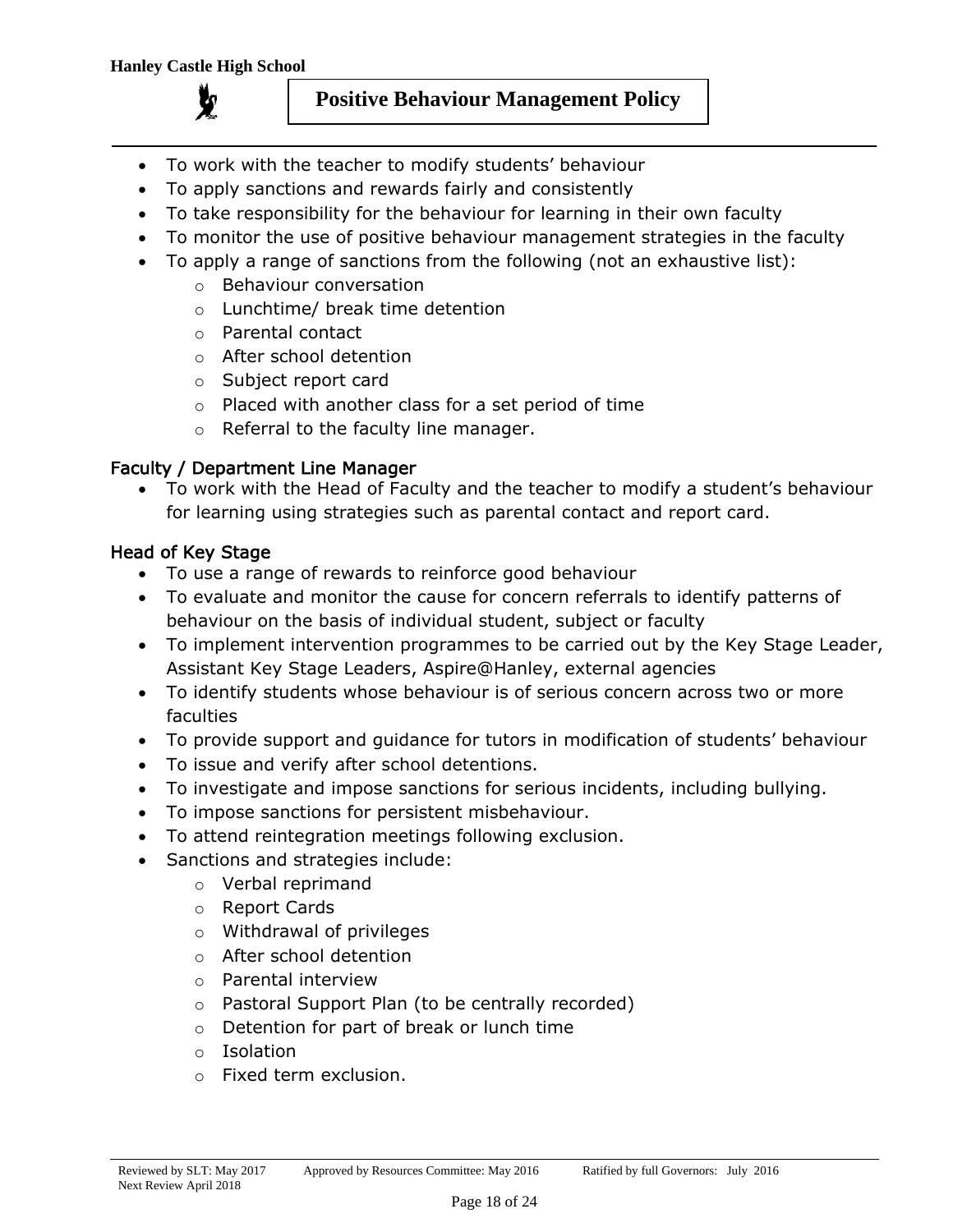- To work with the teacher to modify students' behaviour
- To apply sanctions and rewards fairly and consistently
- To take responsibility for the behaviour for learning in their own faculty
- To monitor the use of positive behaviour management strategies in the faculty
- To apply a range of sanctions from the following (not an exhaustive list):
  - Behaviour conversation
  - Lunchtime/ break time detention
  - Parental contact
  - After school detention
  - Subject report card
  - Placed with another class for a set period of time
  - Referral to the faculty line manager.

### Faculty / Department Line Manager

- To work with the Head of Faculty and the teacher to modify a student's behaviour for learning using strategies such as parental contact and report card.

### Head of Key Stage

- To use a range of rewards to reinforce good behaviour
- To evaluate and monitor the cause for concern referrals to identify patterns of behaviour on the basis of individual student, subject or faculty
- To implement intervention programmes to be carried out by the Key Stage Leader, Assistant Key Stage Leaders, Aspire@Hanley, external agencies
- To identify students whose behaviour is of serious concern across two or more faculties
- To provide support and guidance for tutors in modification of students' behaviour
- To issue and verify after school detentions.
- To investigate and impose sanctions for serious incidents, including bullying.
- To impose sanctions for persistent misbehaviour.
- To attend reintegration meetings following exclusion.
- Sanctions and strategies include:
  - Verbal reprimand
  - Report Cards
  - Withdrawal of privileges
  - After school detention
  - Parental interview
  - Pastoral Support Plan (to be centrally recorded)
  - Detention for part of break or lunch time
  - Isolation
  - Fixed term exclusion.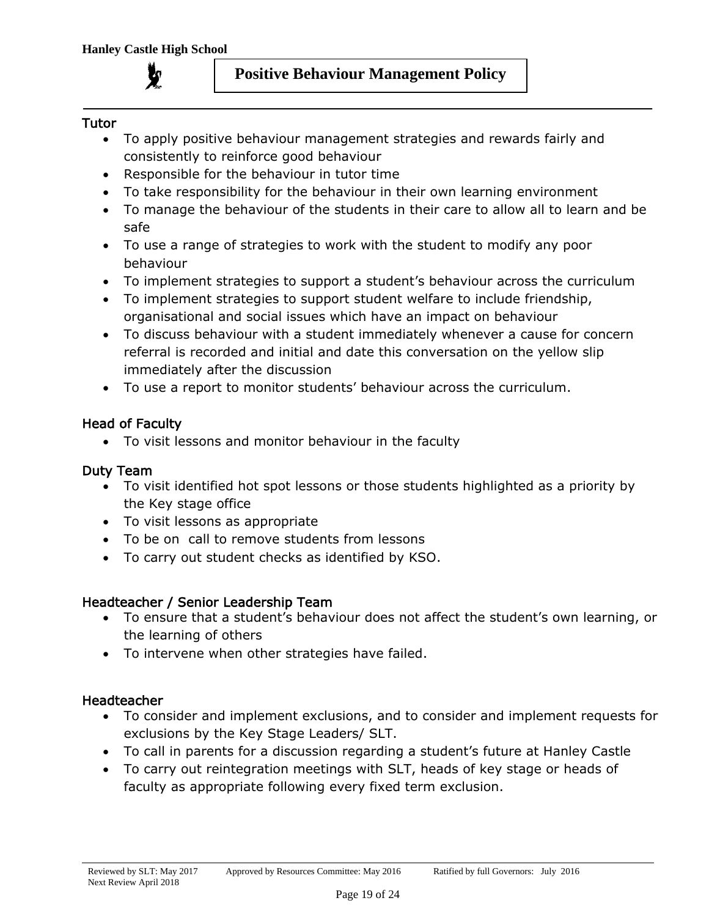### Tutor

- To apply positive behaviour management strategies and rewards fairly and consistently to reinforce good behaviour
- Responsible for the behaviour in tutor time
- To take responsibility for the behaviour in their own learning environment
- To manage the behaviour of the students in their care to allow all to learn and be safe
- To use a range of strategies to work with the student to modify any poor behaviour
- To implement strategies to support a student's behaviour across the curriculum
- To implement strategies to support student welfare to include friendship, organisational and social issues which have an impact on behaviour
- To discuss behaviour with a student immediately whenever a cause for concern referral is recorded and initial and date this conversation on the yellow slip immediately after the discussion
- To use a report to monitor students' behaviour across the curriculum.

### Head of Faculty

- To visit lessons and monitor behaviour in the faculty

### Duty Team

- To visit identified hot spot lessons or those students highlighted as a priority by the Key stage office
- To visit lessons as appropriate
- To be on call to remove students from lessons
- To carry out student checks as identified by KSO.

### Headteacher / Senior Leadership Team

- To ensure that a student's behaviour does not affect the student's own learning, or the learning of others
- To intervene when other strategies have failed.

### Headteacher

- To consider and implement exclusions, and to consider and implement requests for exclusions by the Key Stage Leaders/ SLT.
- To call in parents for a discussion regarding a student's future at Hanley Castle
- To carry out reintegration meetings with SLT, heads of key stage or heads of faculty as appropriate following every fixed term exclusion.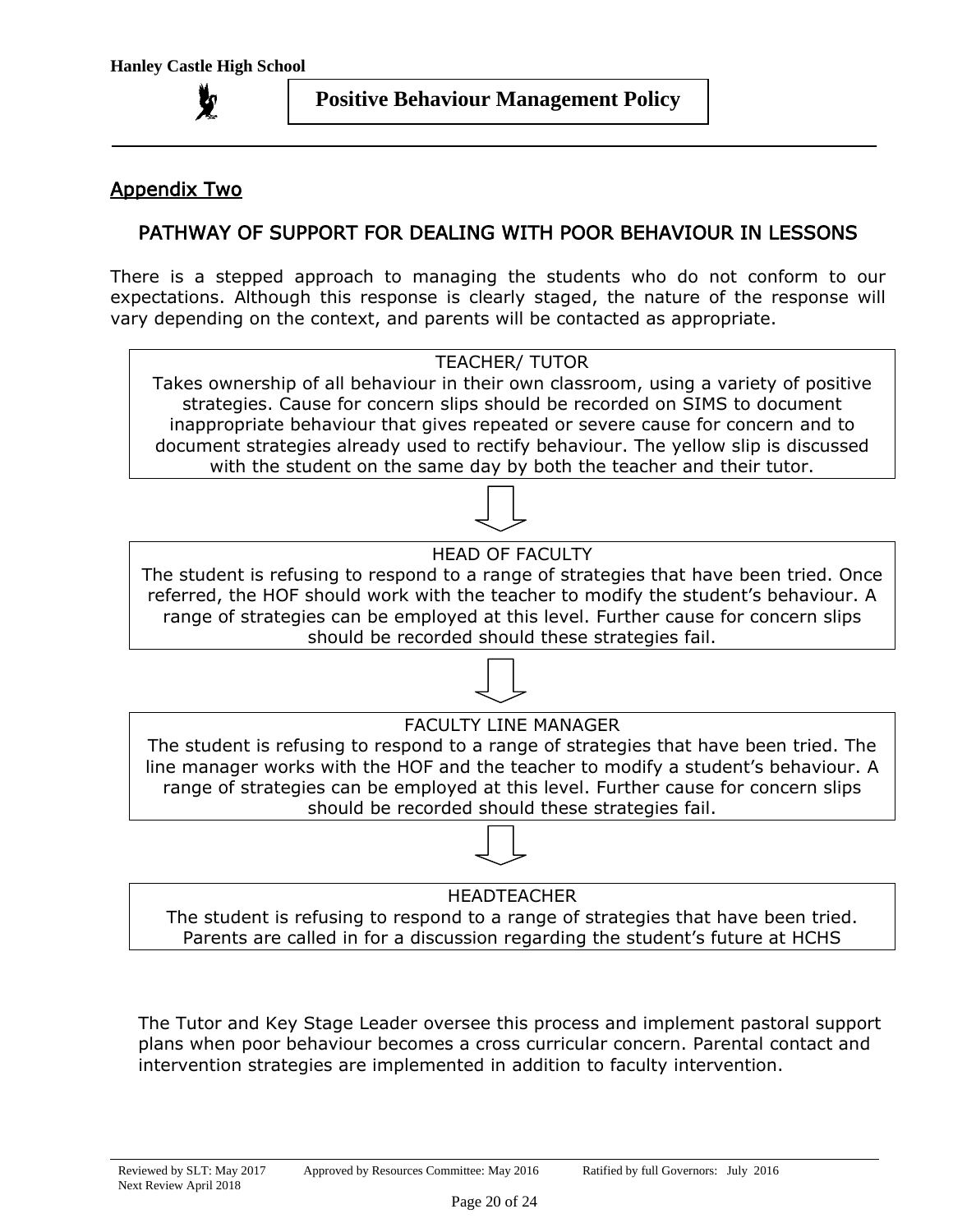## Appendix Two

### PATHWAY OF SUPPORT FOR DEALING WITH POOR BEHAVIOUR IN LESSONS

There is a stepped approach to managing the students who do not conform to our expectations. Although this response is clearly staged, the nature of the response will vary depending on the context, and parents will be contacted as appropriate.

**TEACHER/ TUTOR**

Takes ownership of all behaviour in their own classroom, using a variety of positive strategies. Cause for concern slips should be recorded on SIMS to document inappropriate behaviour that gives repeated or severe cause for concern and to document strategies already used to rectify behaviour. The yellow slip is discussed with the student on the same day by both the teacher and their tutor.

↓

**HEAD OF FACULTY**

The student is refusing to respond to a range of strategies that have been tried. Once referred, the HOF should work with the teacher to modify the student's behaviour. A range of strategies can be employed at this level. Further cause for concern slips should be recorded should these strategies fail.

↓

**FACULTY LINE MANAGER**

The student is refusing to respond to a range of strategies that have been tried. The line manager works with the HOF and the teacher to modify a student's behaviour. A range of strategies can be employed at this level. Further cause for concern slips should be recorded should these strategies fail.

↓

**HEADTEACHER**

The student is refusing to respond to a range of strategies that have been tried. Parents are called in for a discussion regarding the student's future at HCHS

The Tutor and Key Stage Leader oversee this process and implement pastoral support plans when poor behaviour becomes a cross curricular concern. Parental contact and intervention strategies are implemented in addition to faculty intervention.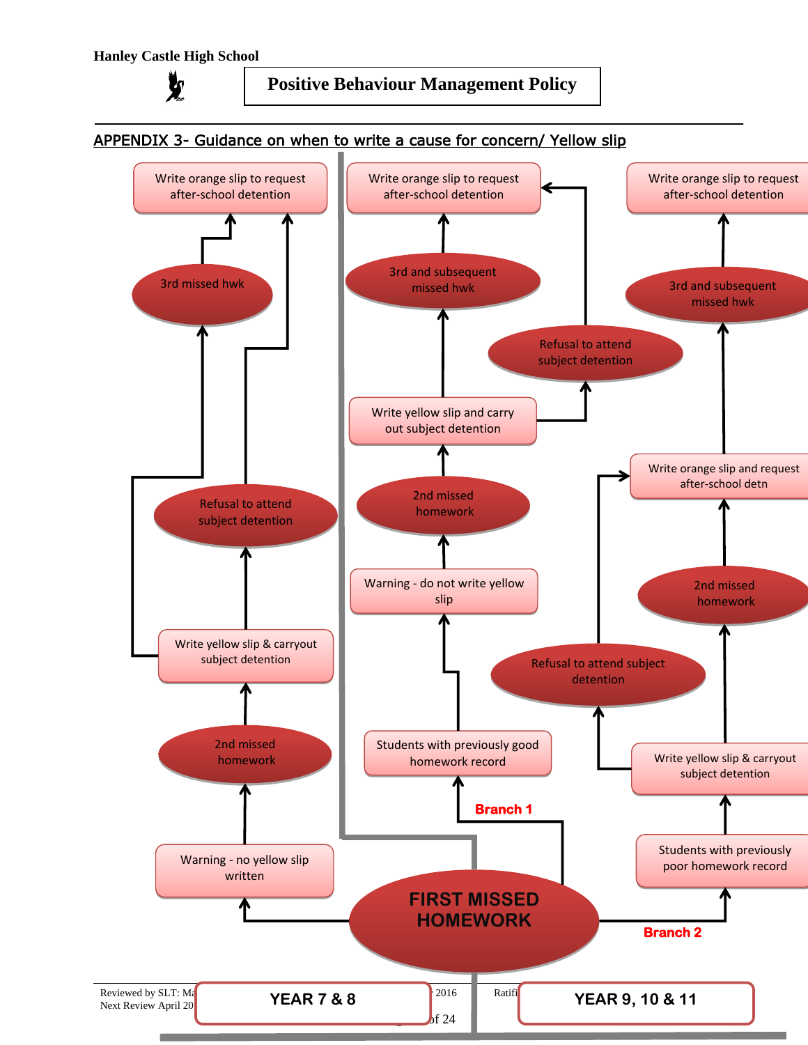## APPENDIX 3- Guidance on when to write a cause for concern/ Yellow slip

**FIRST MISSED HOMEWORK**

### YEAR 7 & 8

- Warning - no yellow slip written
- 2nd missed homework
- Write yellow slip & carryout subject detention
  - Refusal to attend subject detention → Write orange slip to request after-school detention
  - 3rd missed hwk → Write orange slip to request after-school detention

### YEAR 9, 10 & 11

**Branch 1**

- Students with previously good homework record
- Warning - do not write yellow slip
- 2nd missed homework
- Write yellow slip and carry out subject detention
  - Refusal to attend subject detention → Write orange slip to request after-school detention
  - 3rd and subsequent missed hwk → Write orange slip to request after-school detention

**Branch 2**

- Students with previously poor homework record
- Write yellow slip & carryout subject detention
  - Refusal to attend subject detention → Write orange slip and request after-school detn
  - 2nd missed homework → Write orange slip and request after-school detn
- 3rd and subsequent missed hwk → Write orange slip to request after-school detention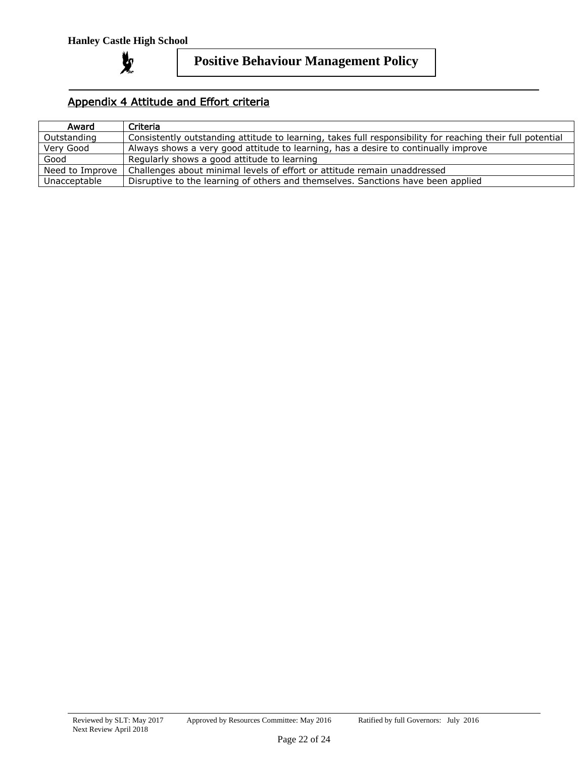## Appendix 4 Attitude and Effort criteria

| Award | Criteria |
| --- | --- |
| Outstanding | Consistently outstanding attitude to learning, takes full responsibility for reaching their full potential |
| Very Good | Always shows a very good attitude to learning, has a desire to continually improve |
| Good | Regularly shows a good attitude to learning |
| Need to Improve | Challenges about minimal levels of effort or attitude remain unaddressed |
| Unacceptable | Disruptive to the learning of others and themselves. Sanctions have been applied |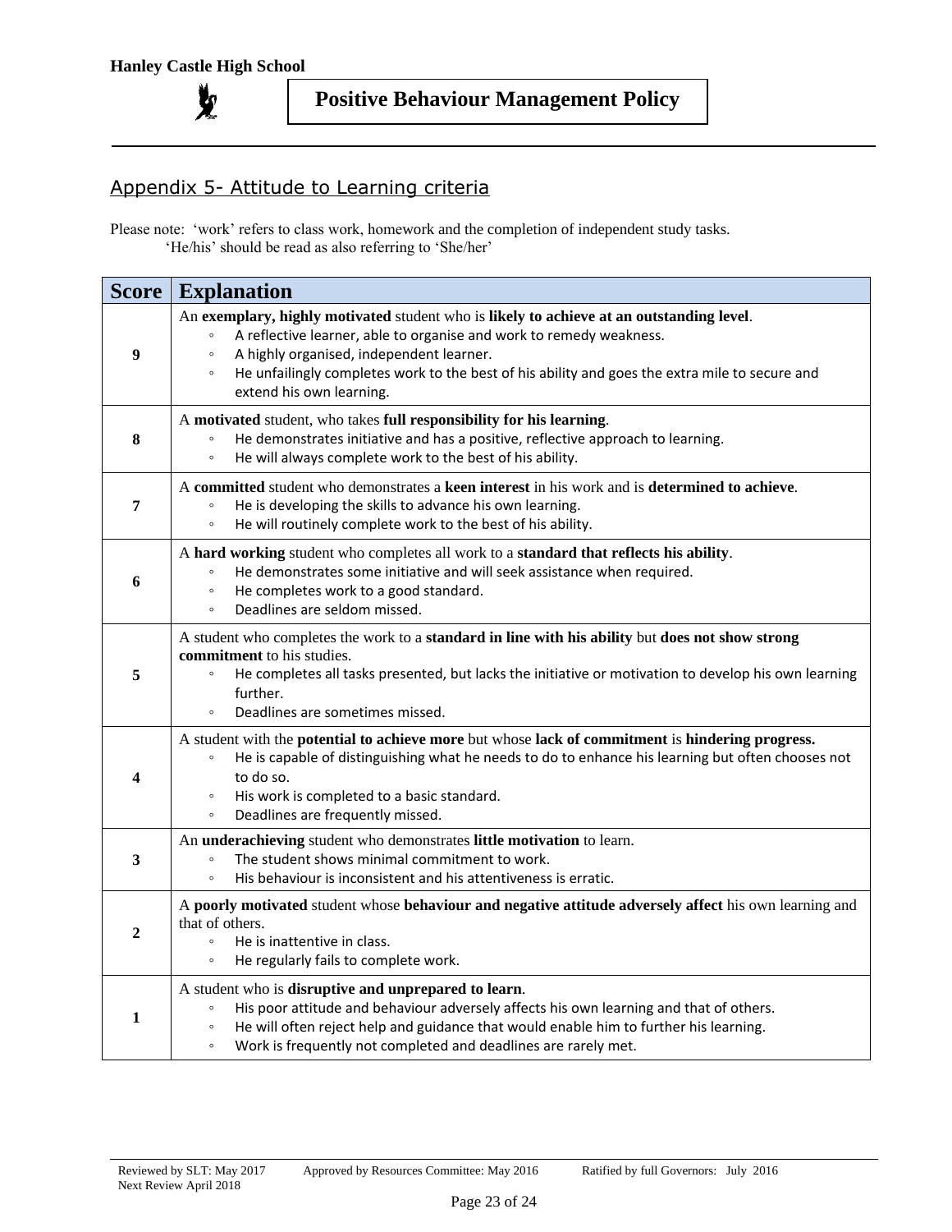## Appendix 5- Attitude to Learning criteria

Please note: 'work' refers to class work, homework and the completion of independent study tasks.
'He/his' should be read as also referring to 'She/her'

| Score | Explanation |
|---|---|
| 9 | An **exemplary, highly motivated** student who is **likely to achieve at an outstanding level**.<br>◦ A reflective learner, able to organise and work to remedy weakness.<br>◦ A highly organised, independent learner.<br>◦ He unfailingly completes work to the best of his ability and goes the extra mile to secure and extend his own learning. |
| 8 | A **motivated** student, who takes **full responsibility for his learning**.<br>◦ He demonstrates initiative and has a positive, reflective approach to learning.<br>◦ He will always complete work to the best of his ability. |
| 7 | A **committed** student who demonstrates a **keen interest** in his work and is **determined to achieve**.<br>◦ He is developing the skills to advance his own learning.<br>◦ He will routinely complete work to the best of his ability. |
| 6 | A **hard working** student who completes all work to a **standard that reflects his ability**.<br>◦ He demonstrates some initiative and will seek assistance when required.<br>◦ He completes work to a good standard.<br>◦ Deadlines are seldom missed. |
| 5 | A student who completes the work to a **standard in line with his ability** but **does not show strong commitment** to his studies.<br>◦ He completes all tasks presented, but lacks the initiative or motivation to develop his own learning further.<br>◦ Deadlines are sometimes missed. |
| 4 | A student with the **potential to achieve more** but whose **lack of commitment** is **hindering progress.**<br>◦ He is capable of distinguishing what he needs to do to enhance his learning but often chooses not to do so.<br>◦ His work is completed to a basic standard.<br>◦ Deadlines are frequently missed. |
| 3 | An **underachieving** student who demonstrates **little motivation** to learn.<br>◦ The student shows minimal commitment to work.<br>◦ His behaviour is inconsistent and his attentiveness is erratic. |
| 2 | A **poorly motivated** student whose **behaviour and negative attitude adversely affect** his own learning and that of others.<br>◦ He is inattentive in class.<br>◦ He regularly fails to complete work. |
| 1 | A student who is **disruptive and unprepared to learn**.<br>◦ His poor attitude and behaviour adversely affects his own learning and that of others.<br>◦ He will often reject help and guidance that would enable him to further his learning.<br>◦ Work is frequently not completed and deadlines are rarely met. |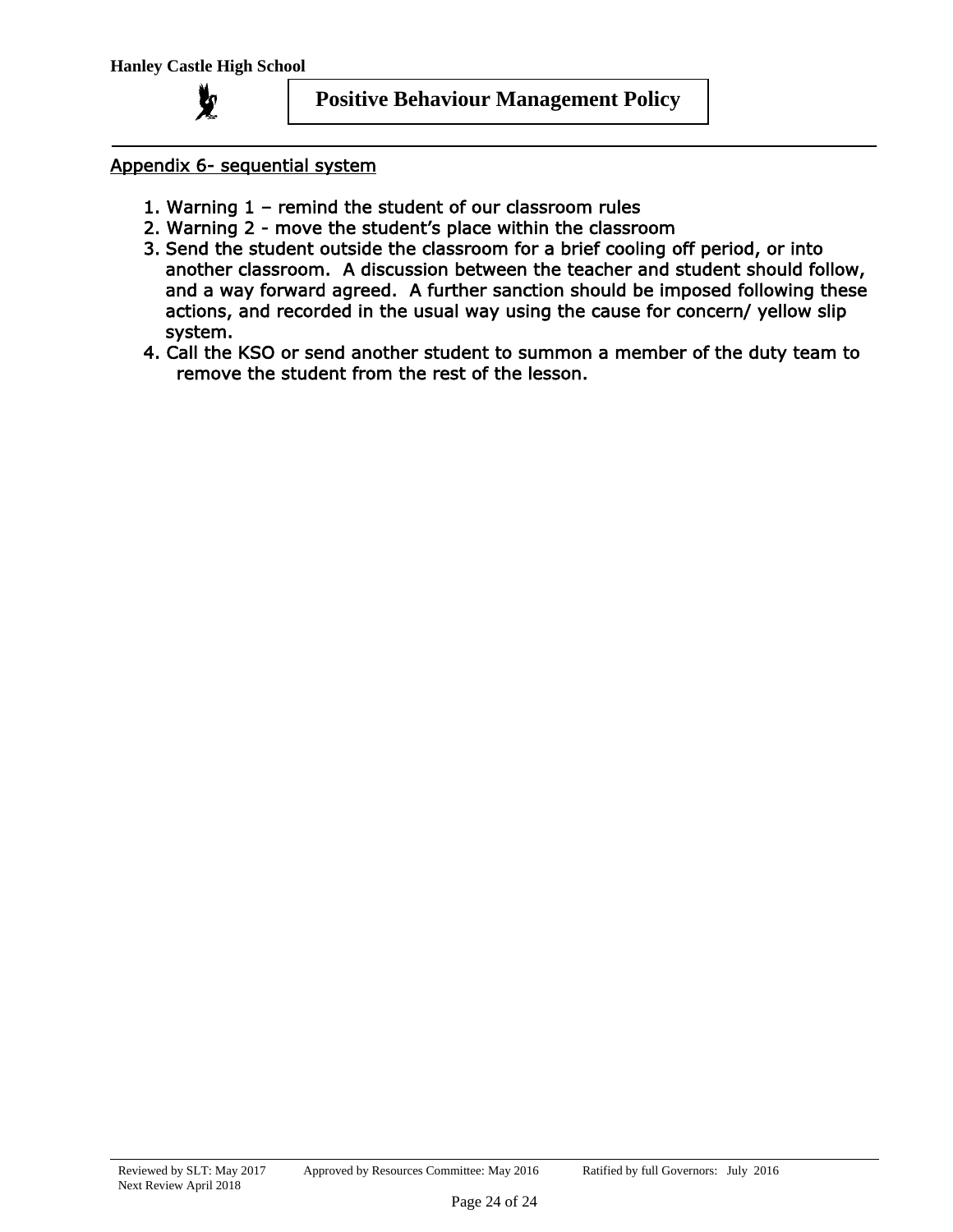## Appendix 6- sequential system

1. Warning 1 – remind the student of our classroom rules
2. Warning 2 - move the student's place within the classroom
3. Send the student outside the classroom for a brief cooling off period, or into another classroom. A discussion between the teacher and student should follow, and a way forward agreed. A further sanction should be imposed following these actions, and recorded in the usual way using the cause for concern/ yellow slip system.
4. Call the KSO or send another student to summon a member of the duty team to remove the student from the rest of the lesson.